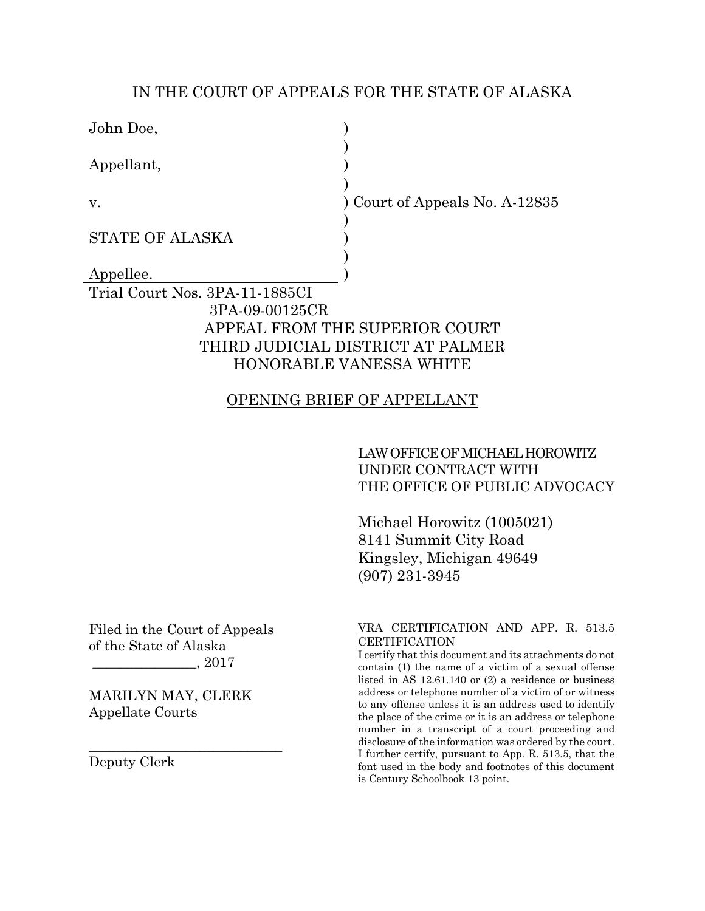IN THE COURT OF APPEALS FOR THE STATE OF ALASKA

John Doe,

Appellant,

v.

STATE OF ALASKA

Appellee.

) Court of Appeals No. A-12835

Trial Court Nos. 3PA-11-1885CI
3PA-09-00125CR

APPEAL FROM THE SUPERIOR COURT
THIRD JUDICIAL DISTRICT AT PALMER
HONORABLE VANESSA WHITE

# OPENING BRIEF OF APPELLANT

LAW OFFICE OF MICHAEL HOROWITZ
UNDER CONTRACT WITH
THE OFFICE OF PUBLIC ADVOCACY

Michael Horowitz (1005021)
8141 Summit City Road
Kingsley, Michigan 49649
(907) 231-3945

Filed in the Court of Appeals
of the State of Alaska
_______________, 2017

MARILYN MAY, CLERK
Appellate Courts

____________________________
Deputy Clerk

VRA CERTIFICATION AND APP. R. 513.5 CERTIFICATION

I certify that this document and its attachments do not contain (1) the name of a victim of a sexual offense listed in AS 12.61.140 or (2) a residence or business address or telephone number of a victim of or witness to any offense unless it is an address used to identify the place of the crime or it is an address or telephone number in a transcript of a court proceeding and disclosure of the information was ordered by the court. I further certify, pursuant to App. R. 513.5, that the font used in the body and footnotes of this document is Century Schoolbook 13 point.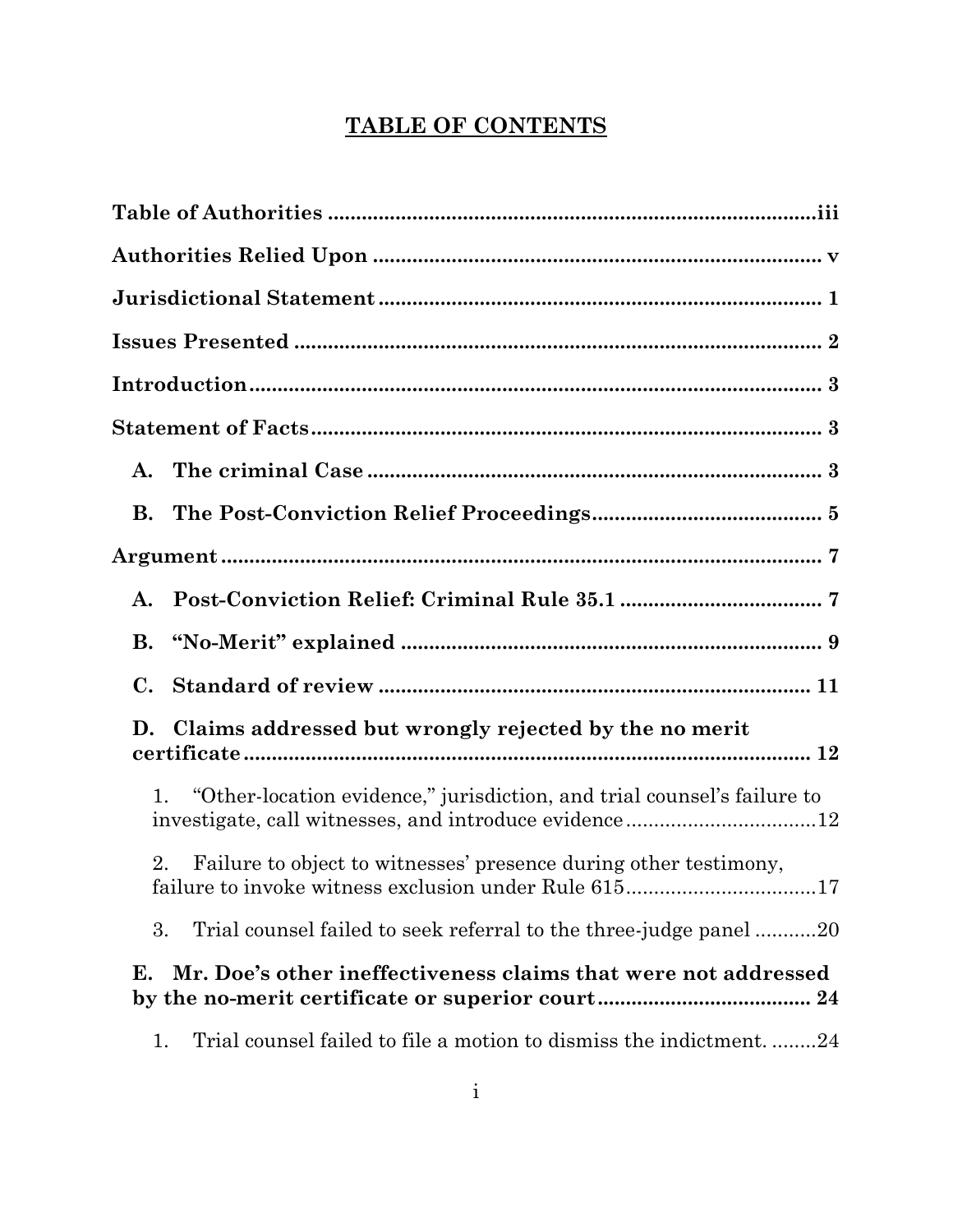# TABLE OF CONTENTS

**Table of Authorities** ........................................................................................iii

**Authorities Relied Upon** ................................................................................ v

**Jurisdictional Statement** ................................................................................ 1

**Issues Presented** ............................................................................................. 2

**Introduction** ..................................................................................................... 3

**Statement of Facts** .......................................................................................... 3

**A. The criminal Case** ................................................................................. 3

**B. The Post-Conviction Relief Proceedings** ......................................... 5

**Argument** ........................................................................................................... 7

**A. Post-Conviction Relief: Criminal Rule 35.1** ..................................... 7

**B. "No-Merit" explained** ............................................................................ 9

**C. Standard of review** ............................................................................. 11

**D. Claims addressed but wrongly rejected by the no merit certificate** ...................................................................................................... 12

1. "Other-location evidence," jurisdiction, and trial counsel's failure to investigate, call witnesses, and introduce evidence ..................................12

2. Failure to object to witnesses' presence during other testimony, failure to invoke witness exclusion under Rule 615..................................17

3. Trial counsel failed to seek referral to the three-judge panel ...........20

**E. Mr. Doe's other ineffectiveness claims that were not addressed by the no-merit certificate or superior court** ...................................... 24

1. Trial counsel failed to file a motion to dismiss the indictment. ........24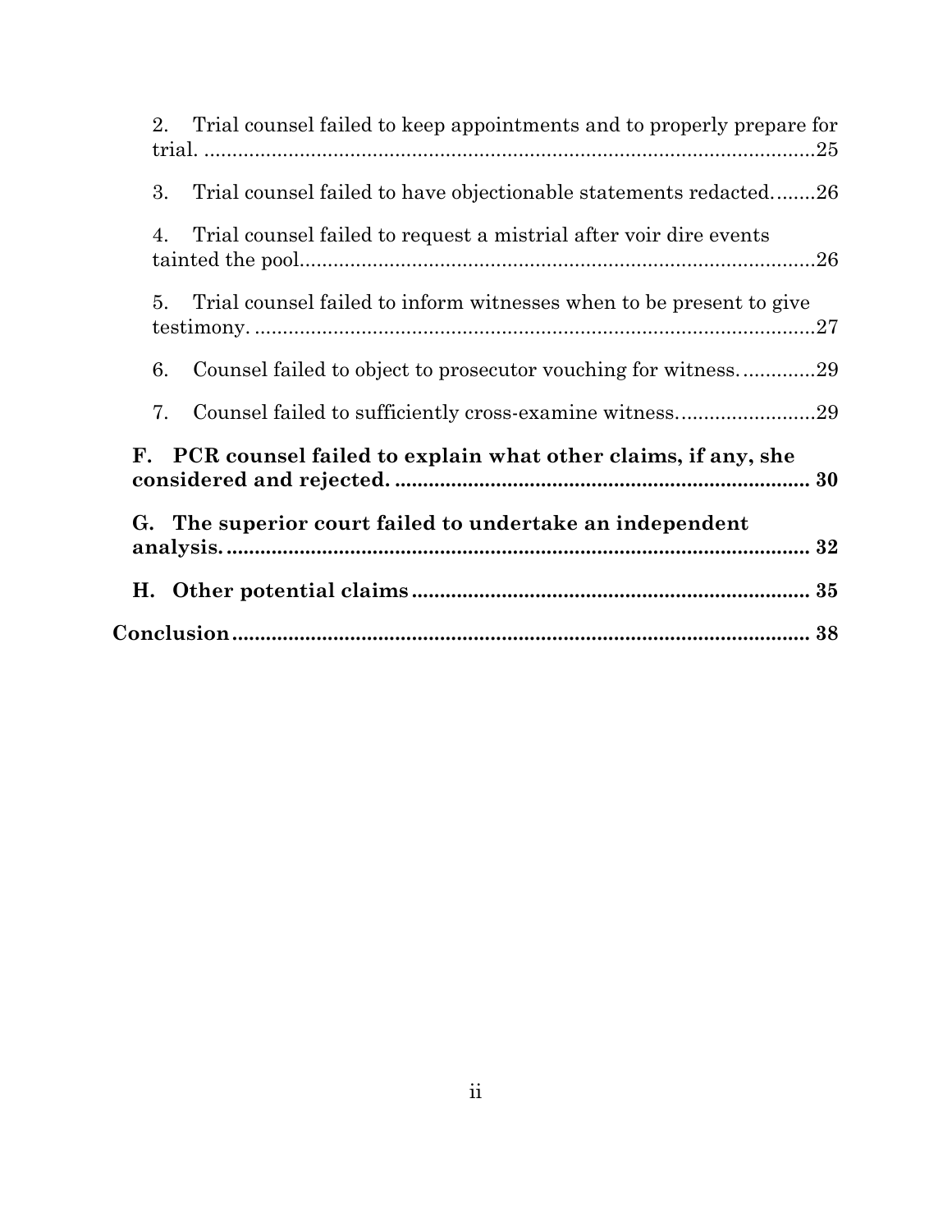2. Trial counsel failed to keep appointments and to properly prepare for trial. ....25

3. Trial counsel failed to have objectionable statements redacted. ....26

4. Trial counsel failed to request a mistrial after voir dire events tainted the pool. ....26

5. Trial counsel failed to inform witnesses when to be present to give testimony. ....27

6. Counsel failed to object to prosecutor vouching for witness. ....29

7. Counsel failed to sufficiently cross-examine witness. ....29

**F. PCR counsel failed to explain what other claims, if any, she considered and rejected. .... 30**

**G. The superior court failed to undertake an independent analysis. .... 32**

**H. Other potential claims .... 35**

**Conclusion .... 38**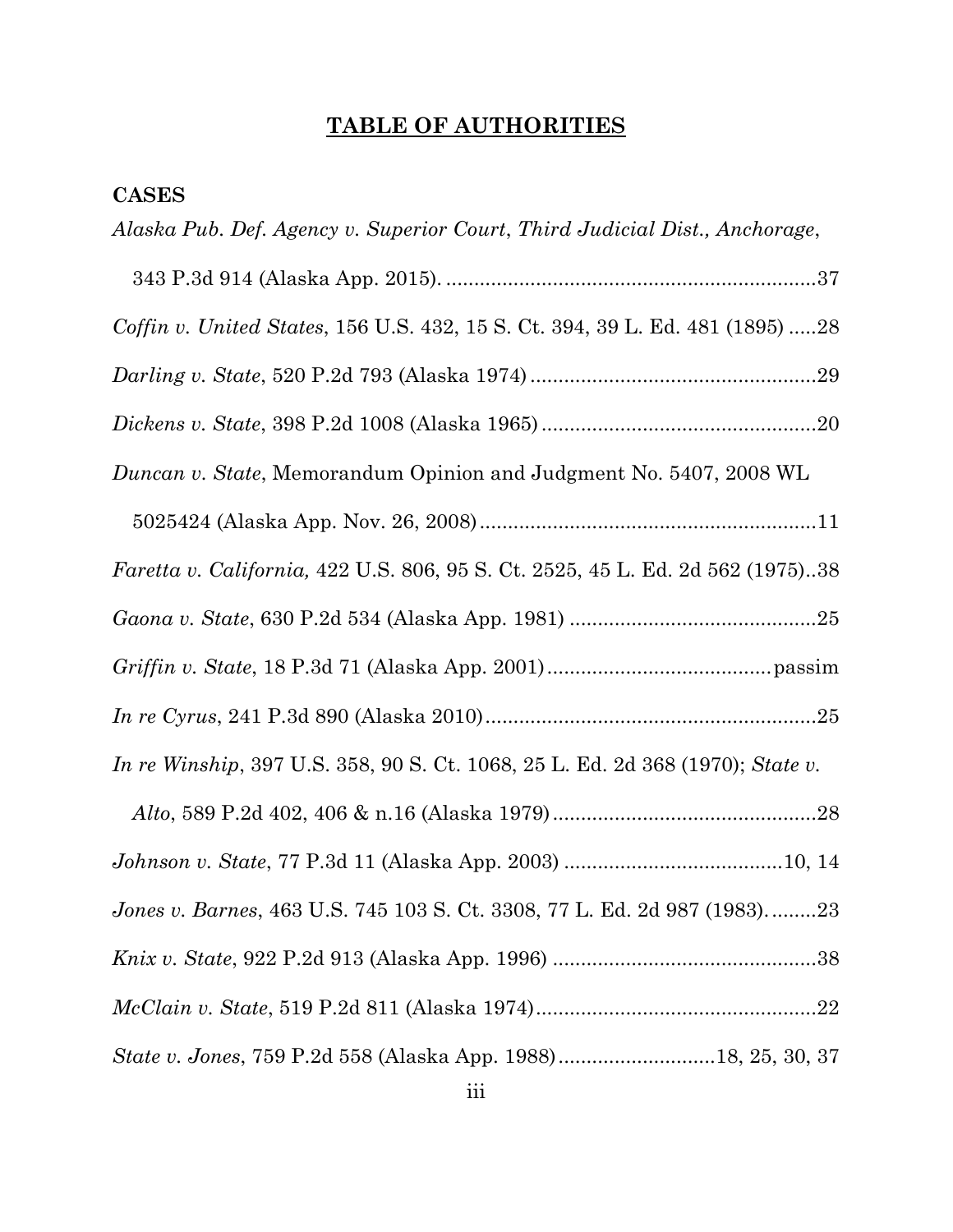# TABLE OF AUTHORITIES

**CASES**

*Alaska Pub. Def. Agency v. Superior Court*, *Third Judicial Dist., Anchorage*, 343 P.3d 914 (Alaska App. 2015). ..................................................................37

*Coffin v. United States*, 156 U.S. 432, 15 S. Ct. 394, 39 L. Ed. 481 (1895) .....28

*Darling v. State*, 520 P.2d 793 (Alaska 1974) ..................................................29

*Dickens v. State*, 398 P.2d 1008 (Alaska 1965) ................................................20

*Duncan v. State*, Memorandum Opinion and Judgment No. 5407, 2008 WL 5025424 (Alaska App. Nov. 26, 2008) ............................................................11

*Faretta v. California,* 422 U.S. 806, 95 S. Ct. 2525, 45 L. Ed. 2d 562 (1975)..38

*Gaona v. State*, 630 P.2d 534 (Alaska App. 1981) ............................................25

*Griffin v. State*, 18 P.3d 71 (Alaska App. 2001) .......................................passim

*In re Cyrus*, 241 P.3d 890 (Alaska 2010)...........................................................25

*In re Winship*, 397 U.S. 358, 90 S. Ct. 1068, 25 L. Ed. 2d 368 (1970); *State v. Alto*, 589 P.2d 402, 406 & n.16 (Alaska 1979) ...............................................28

*Johnson v. State*, 77 P.3d 11 (Alaska App. 2003) .......................................10, 14

*Jones v. Barnes*, 463 U.S. 745 103 S. Ct. 3308, 77 L. Ed. 2d 987 (1983).........23

*Knix v. State*, 922 P.2d 913 (Alaska App. 1996) ...............................................38

*McClain v. State*, 519 P.2d 811 (Alaska 1974)..................................................22

*State v. Jones*, 759 P.2d 558 (Alaska App. 1988)............................18, 25, 30, 37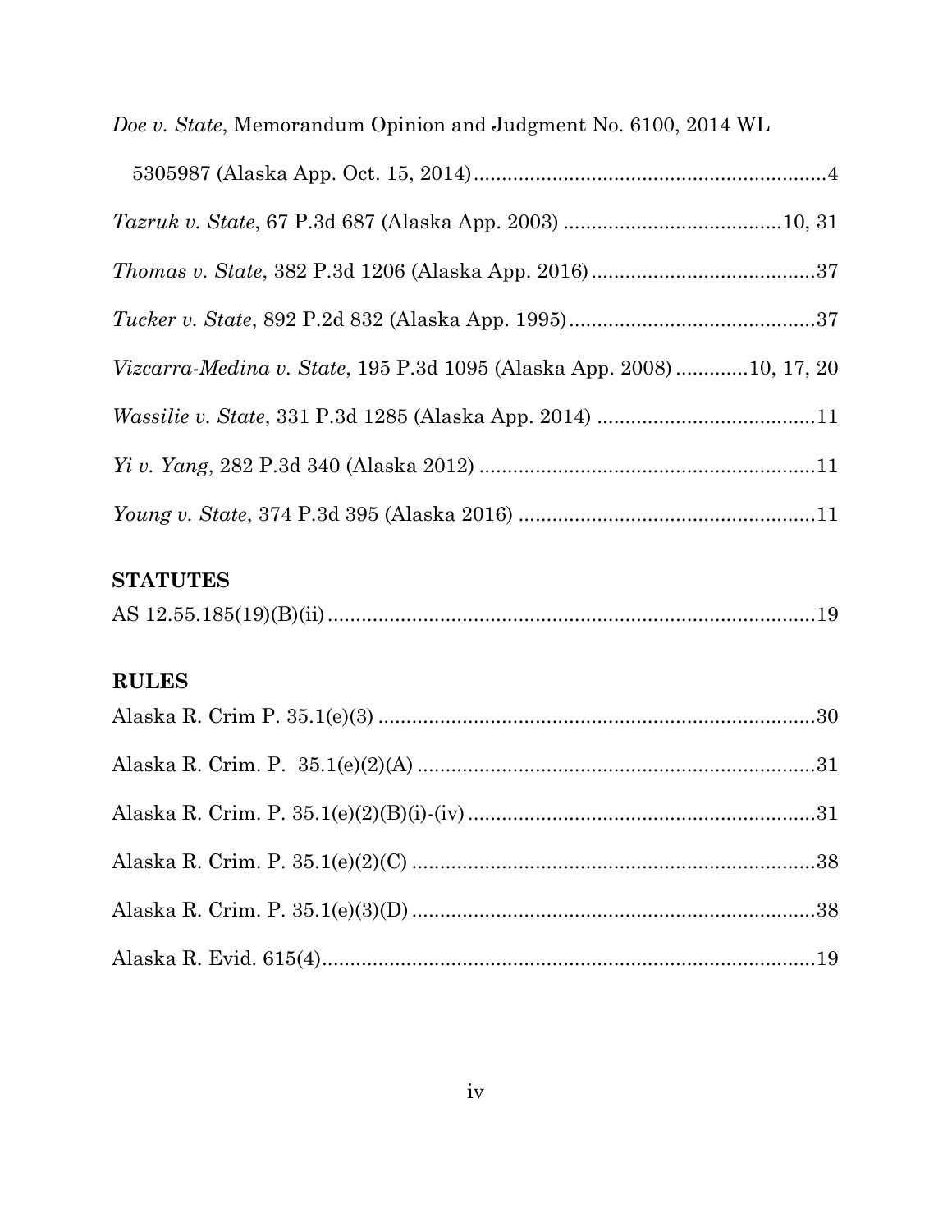*Doe v. State*, Memorandum Opinion and Judgment No. 6100, 2014 WL 5305987 (Alaska App. Oct. 15, 2014) ............................................................ 4

*Tazruk v. State*, 67 P.3d 687 (Alaska App. 2003) ...................................... 10, 31

*Thomas v. State*, 382 P.3d 1206 (Alaska App. 2016) ........................................ 37

*Tucker v. State*, 892 P.2d 832 (Alaska App. 1995) ........................................... 37

*Vizcarra-Medina v. State*, 195 P.3d 1095 (Alaska App. 2008) ............ 10, 17, 20

*Wassilie v. State*, 331 P.3d 1285 (Alaska App. 2014) ...................................... 11

*Yi v. Yang*, 282 P.3d 340 (Alaska 2012) ........................................................... 11

*Young v. State*, 374 P.3d 395 (Alaska 2016) ..................................................... 11

## STATUTES

AS 12.55.185(19)(B)(ii) ...................................................................................... 19

## RULES

Alaska R. Crim P. 35.1(e)(3) ............................................................................. 30

Alaska R. Crim. P. 35.1(e)(2)(A) ...................................................................... 31

Alaska R. Crim. P. 35.1(e)(2)(B)(i)-(iv) ............................................................ 31

Alaska R. Crim. P. 35.1(e)(2)(C) ...................................................................... 38

Alaska R. Crim. P. 35.1(e)(3)(D) ...................................................................... 38

Alaska R. Evid. 615(4) ....................................................................................... 19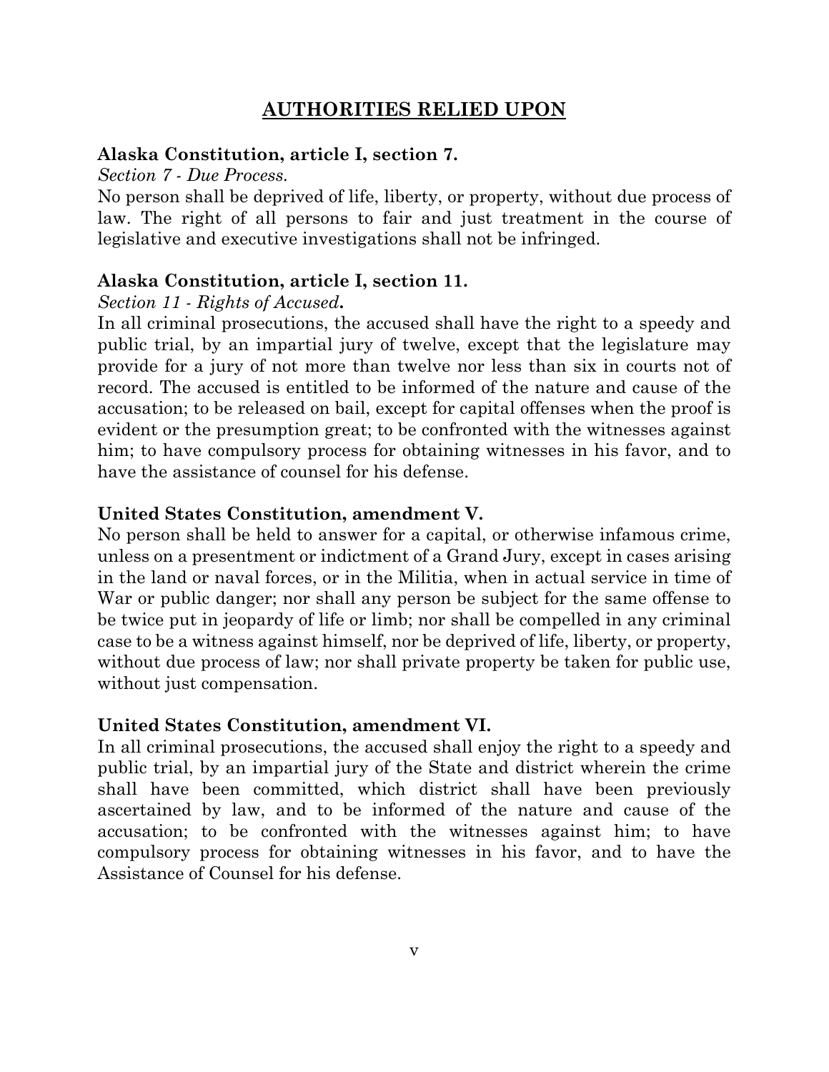## AUTHORITIES RELIED UPON

**Alaska Constitution, article I, section 7.**

*Section 7 - Due Process.*

No person shall be deprived of life, liberty, or property, without due process of law. The right of all persons to fair and just treatment in the course of legislative and executive investigations shall not be infringed.

**Alaska Constitution, article I, section 11.**

*Section 11 - Rights of Accused***.**

In all criminal prosecutions, the accused shall have the right to a speedy and public trial, by an impartial jury of twelve, except that the legislature may provide for a jury of not more than twelve nor less than six in courts not of record. The accused is entitled to be informed of the nature and cause of the accusation; to be released on bail, except for capital offenses when the proof is evident or the presumption great; to be confronted with the witnesses against him; to have compulsory process for obtaining witnesses in his favor, and to have the assistance of counsel for his defense.

**United States Constitution, amendment V.**

No person shall be held to answer for a capital, or otherwise infamous crime, unless on a presentment or indictment of a Grand Jury, except in cases arising in the land or naval forces, or in the Militia, when in actual service in time of War or public danger; nor shall any person be subject for the same offense to be twice put in jeopardy of life or limb; nor shall be compelled in any criminal case to be a witness against himself, nor be deprived of life, liberty, or property, without due process of law; nor shall private property be taken for public use, without just compensation.

**United States Constitution, amendment VI.**

In all criminal prosecutions, the accused shall enjoy the right to a speedy and public trial, by an impartial jury of the State and district wherein the crime shall have been committed, which district shall have been previously ascertained by law, and to be informed of the nature and cause of the accusation; to be confronted with the witnesses against him; to have compulsory process for obtaining witnesses in his favor, and to have the Assistance of Counsel for his defense.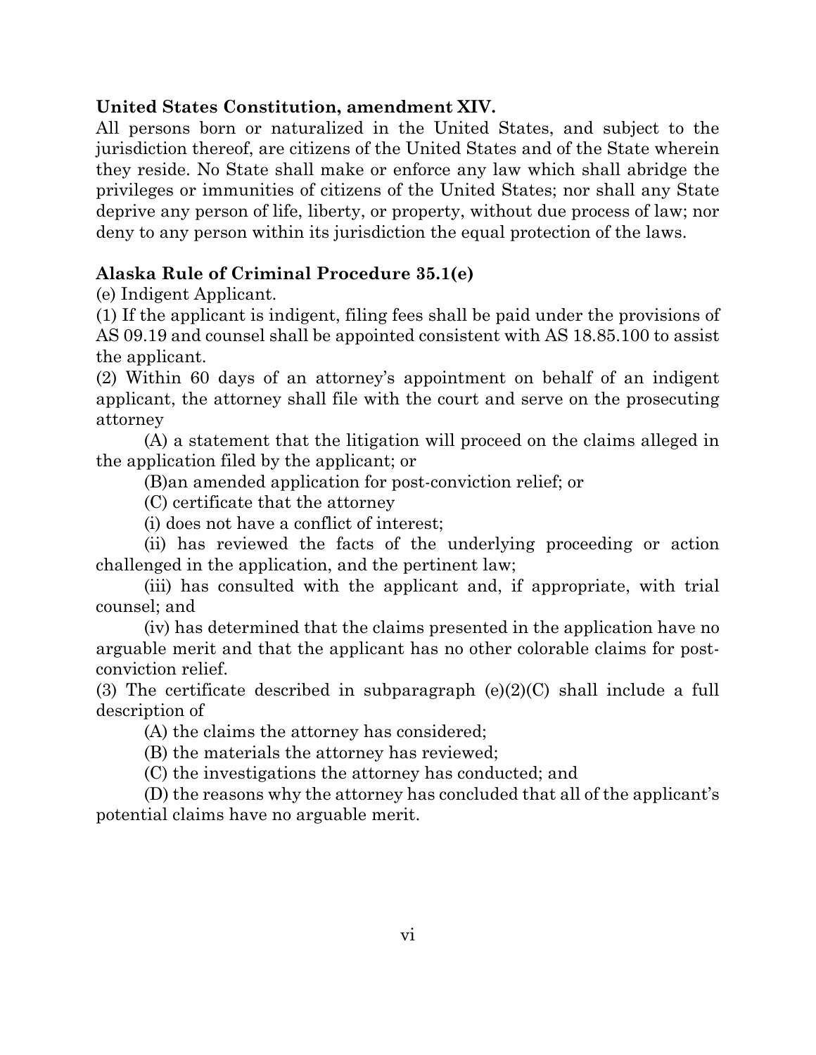**United States Constitution, amendment XIV.**

All persons born or naturalized in the United States, and subject to the jurisdiction thereof, are citizens of the United States and of the State wherein they reside. No State shall make or enforce any law which shall abridge the privileges or immunities of citizens of the United States; nor shall any State deprive any person of life, liberty, or property, without due process of law; nor deny to any person within its jurisdiction the equal protection of the laws.

**Alaska Rule of Criminal Procedure 35.1(e)**

(e) Indigent Applicant.

(1) If the applicant is indigent, filing fees shall be paid under the provisions of AS 09.19 and counsel shall be appointed consistent with AS 18.85.100 to assist the applicant.

(2) Within 60 days of an attorney's appointment on behalf of an indigent applicant, the attorney shall file with the court and serve on the prosecuting attorney

(A) a statement that the litigation will proceed on the claims alleged in the application filed by the applicant; or

(B)an amended application for post-conviction relief; or

(C) certificate that the attorney

(i) does not have a conflict of interest;

(ii) has reviewed the facts of the underlying proceeding or action challenged in the application, and the pertinent law;

(iii) has consulted with the applicant and, if appropriate, with trial counsel; and

(iv) has determined that the claims presented in the application have no arguable merit and that the applicant has no other colorable claims for post-conviction relief.

(3) The certificate described in subparagraph (e)(2)(C) shall include a full description of

(A) the claims the attorney has considered;

(B) the materials the attorney has reviewed;

(C) the investigations the attorney has conducted; and

(D) the reasons why the attorney has concluded that all of the applicant's potential claims have no arguable merit.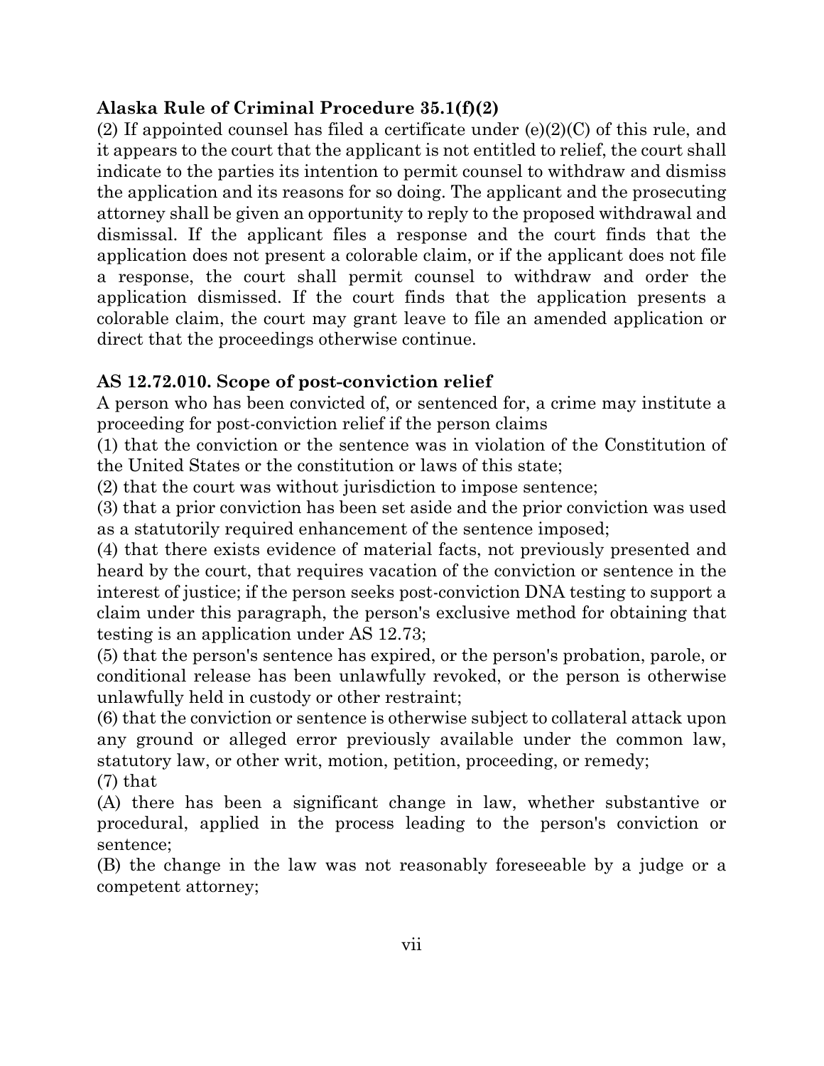**Alaska Rule of Criminal Procedure 35.1(f)(2)**

(2) If appointed counsel has filed a certificate under (e)(2)(C) of this rule, and it appears to the court that the applicant is not entitled to relief, the court shall indicate to the parties its intention to permit counsel to withdraw and dismiss the application and its reasons for so doing. The applicant and the prosecuting attorney shall be given an opportunity to reply to the proposed withdrawal and dismissal. If the applicant files a response and the court finds that the application does not present a colorable claim, or if the applicant does not file a response, the court shall permit counsel to withdraw and order the application dismissed. If the court finds that the application presents a colorable claim, the court may grant leave to file an amended application or direct that the proceedings otherwise continue.

**AS 12.72.010. Scope of post-conviction relief**

A person who has been convicted of, or sentenced for, a crime may institute a proceeding for post-conviction relief if the person claims

(1) that the conviction or the sentence was in violation of the Constitution of the United States or the constitution or laws of this state;

(2) that the court was without jurisdiction to impose sentence;

(3) that a prior conviction has been set aside and the prior conviction was used as a statutorily required enhancement of the sentence imposed;

(4) that there exists evidence of material facts, not previously presented and heard by the court, that requires vacation of the conviction or sentence in the interest of justice; if the person seeks post-conviction DNA testing to support a claim under this paragraph, the person's exclusive method for obtaining that testing is an application under AS 12.73;

(5) that the person's sentence has expired, or the person's probation, parole, or conditional release has been unlawfully revoked, or the person is otherwise unlawfully held in custody or other restraint;

(6) that the conviction or sentence is otherwise subject to collateral attack upon any ground or alleged error previously available under the common law, statutory law, or other writ, motion, petition, proceeding, or remedy;

(7) that

(A) there has been a significant change in law, whether substantive or procedural, applied in the process leading to the person's conviction or sentence;

(B) the change in the law was not reasonably foreseeable by a judge or a competent attorney;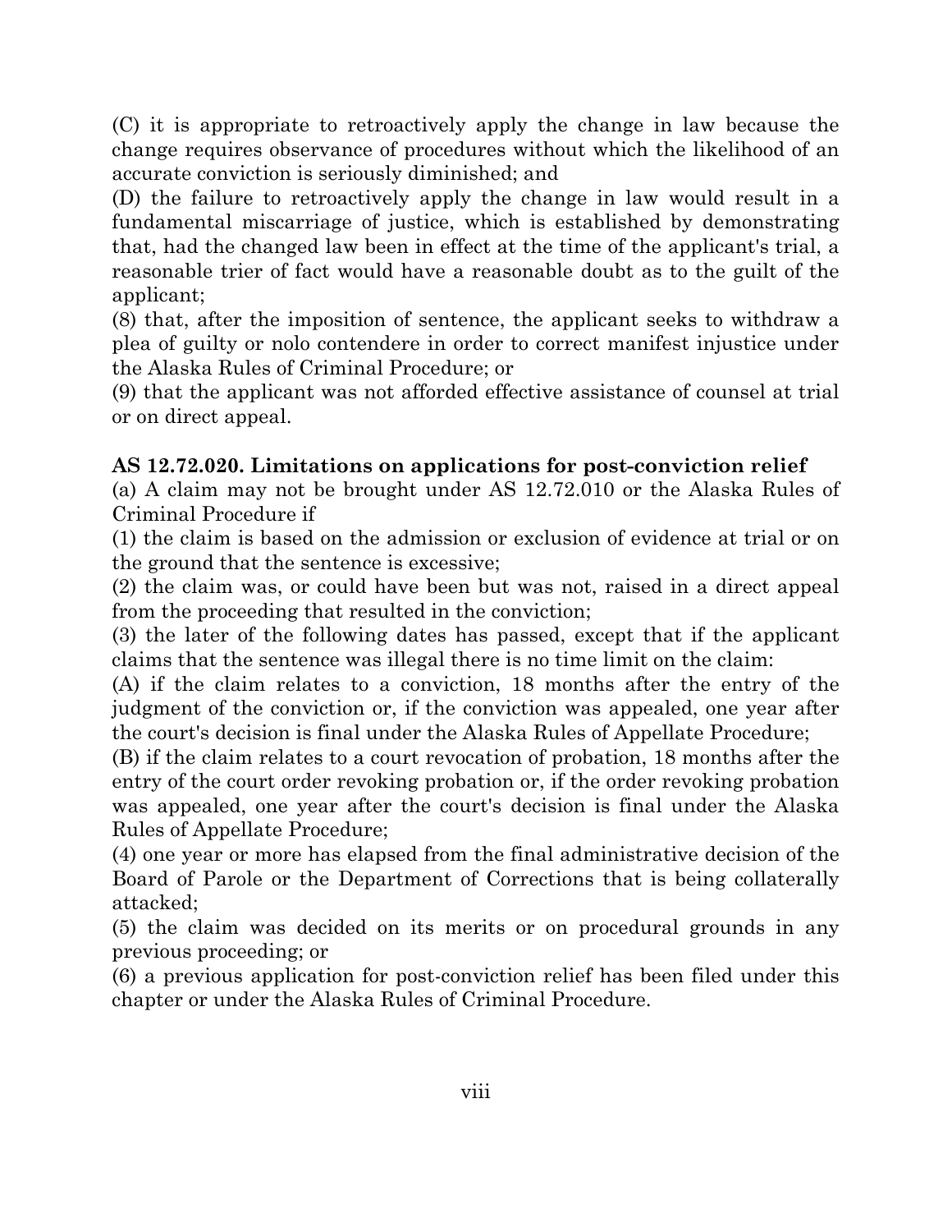(C) it is appropriate to retroactively apply the change in law because the change requires observance of procedures without which the likelihood of an accurate conviction is seriously diminished; and

(D) the failure to retroactively apply the change in law would result in a fundamental miscarriage of justice, which is established by demonstrating that, had the changed law been in effect at the time of the applicant's trial, a reasonable trier of fact would have a reasonable doubt as to the guilt of the applicant;

(8) that, after the imposition of sentence, the applicant seeks to withdraw a plea of guilty or nolo contendere in order to correct manifest injustice under the Alaska Rules of Criminal Procedure; or

(9) that the applicant was not afforded effective assistance of counsel at trial or on direct appeal.

**AS 12.72.020. Limitations on applications for post-conviction relief**

(a) A claim may not be brought under AS 12.72.010 or the Alaska Rules of Criminal Procedure if

(1) the claim is based on the admission or exclusion of evidence at trial or on the ground that the sentence is excessive;

(2) the claim was, or could have been but was not, raised in a direct appeal from the proceeding that resulted in the conviction;

(3) the later of the following dates has passed, except that if the applicant claims that the sentence was illegal there is no time limit on the claim:

(A) if the claim relates to a conviction, 18 months after the entry of the judgment of the conviction or, if the conviction was appealed, one year after the court's decision is final under the Alaska Rules of Appellate Procedure;

(B) if the claim relates to a court revocation of probation, 18 months after the entry of the court order revoking probation or, if the order revoking probation was appealed, one year after the court's decision is final under the Alaska Rules of Appellate Procedure;

(4) one year or more has elapsed from the final administrative decision of the Board of Parole or the Department of Corrections that is being collaterally attacked;

(5) the claim was decided on its merits or on procedural grounds in any previous proceeding; or

(6) a previous application for post-conviction relief has been filed under this chapter or under the Alaska Rules of Criminal Procedure.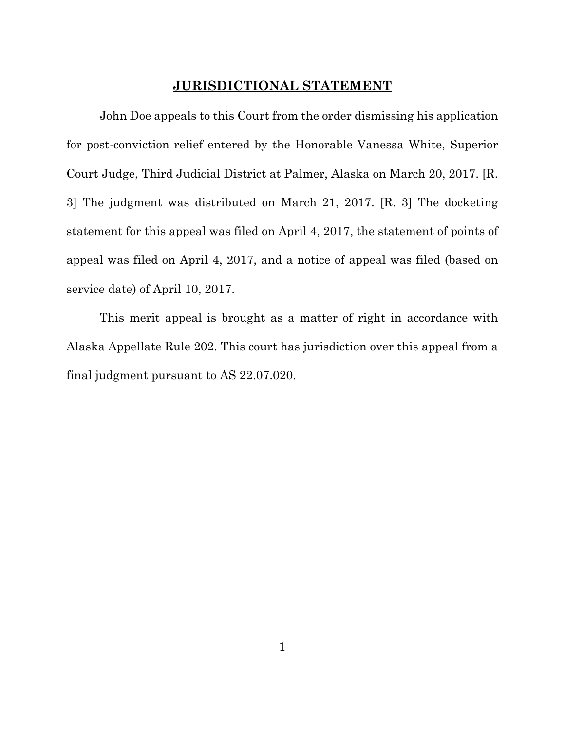## JURISDICTIONAL STATEMENT

John Doe appeals to this Court from the order dismissing his application for post-conviction relief entered by the Honorable Vanessa White, Superior Court Judge, Third Judicial District at Palmer, Alaska on March 20, 2017. [R. 3] The judgment was distributed on March 21, 2017. [R. 3] The docketing statement for this appeal was filed on April 4, 2017, the statement of points of appeal was filed on April 4, 2017, and a notice of appeal was filed (based on service date) of April 10, 2017.

This merit appeal is brought as a matter of right in accordance with Alaska Appellate Rule 202. This court has jurisdiction over this appeal from a final judgment pursuant to AS 22.07.020.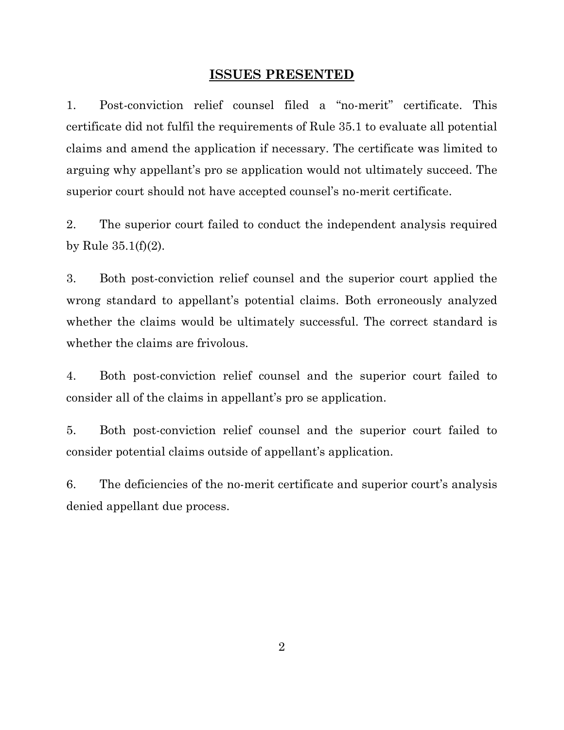## ISSUES PRESENTED

1. Post-conviction relief counsel filed a "no-merit" certificate. This certificate did not fulfil the requirements of Rule 35.1 to evaluate all potential claims and amend the application if necessary. The certificate was limited to arguing why appellant's pro se application would not ultimately succeed. The superior court should not have accepted counsel's no-merit certificate.

2. The superior court failed to conduct the independent analysis required by Rule 35.1(f)(2).

3. Both post-conviction relief counsel and the superior court applied the wrong standard to appellant's potential claims. Both erroneously analyzed whether the claims would be ultimately successful. The correct standard is whether the claims are frivolous.

4. Both post-conviction relief counsel and the superior court failed to consider all of the claims in appellant's pro se application.

5. Both post-conviction relief counsel and the superior court failed to consider potential claims outside of appellant's application.

6. The deficiencies of the no-merit certificate and superior court's analysis denied appellant due process.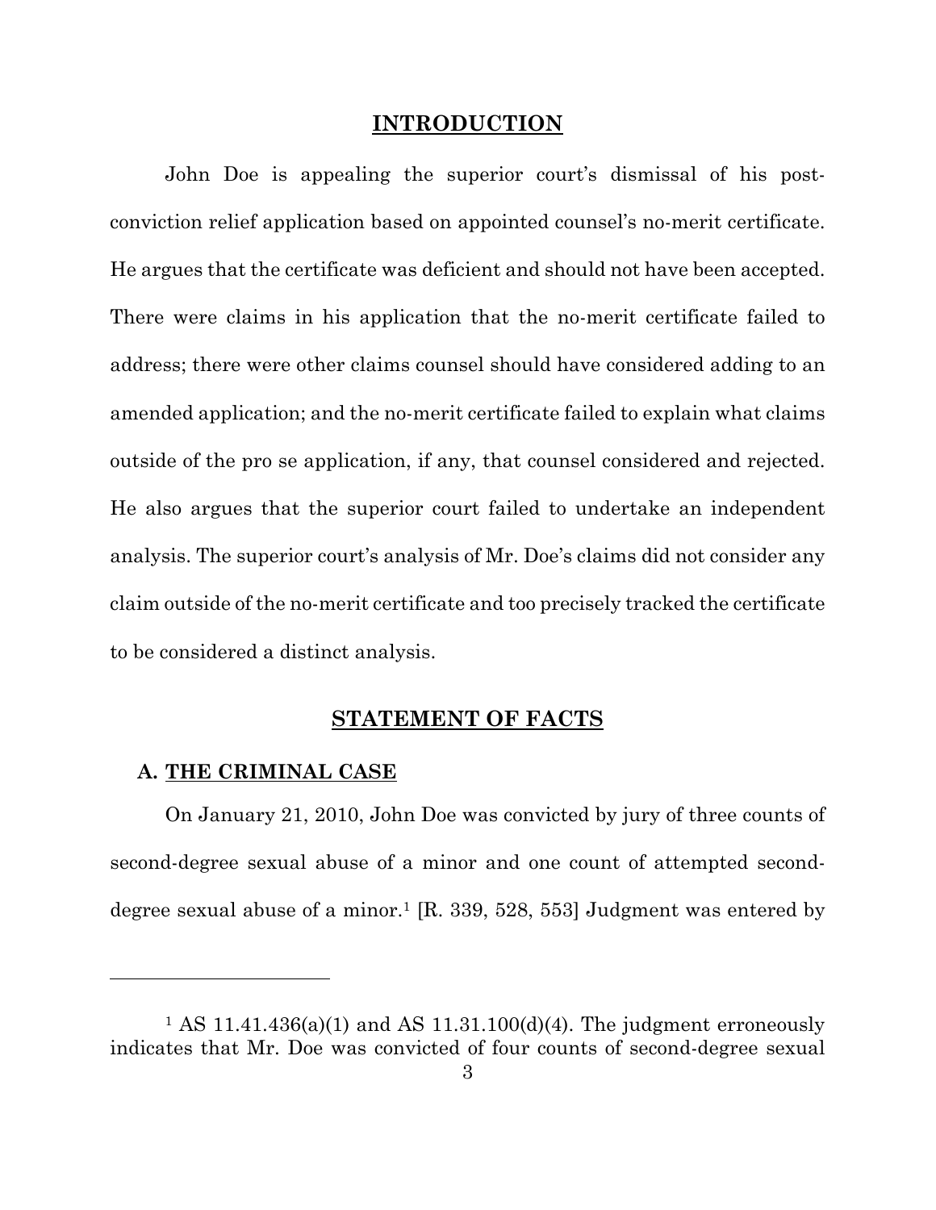## INTRODUCTION

John Doe is appealing the superior court's dismissal of his post-conviction relief application based on appointed counsel's no-merit certificate. He argues that the certificate was deficient and should not have been accepted. There were claims in his application that the no-merit certificate failed to address; there were other claims counsel should have considered adding to an amended application; and the no-merit certificate failed to explain what claims outside of the pro se application, if any, that counsel considered and rejected. He also argues that the superior court failed to undertake an independent analysis. The superior court's analysis of Mr. Doe's claims did not consider any claim outside of the no-merit certificate and too precisely tracked the certificate to be considered a distinct analysis.

## STATEMENT OF FACTS

### A. THE CRIMINAL CASE

On January 21, 2010, John Doe was convicted by jury of three counts of second-degree sexual abuse of a minor and one count of attempted second-degree sexual abuse of a minor.[1] [R. 339, 528, 553] Judgment was entered by

---

[1] AS 11.41.436(a)(1) and AS 11.31.100(d)(4). The judgment erroneously indicates that Mr. Doe was convicted of four counts of second-degree sexual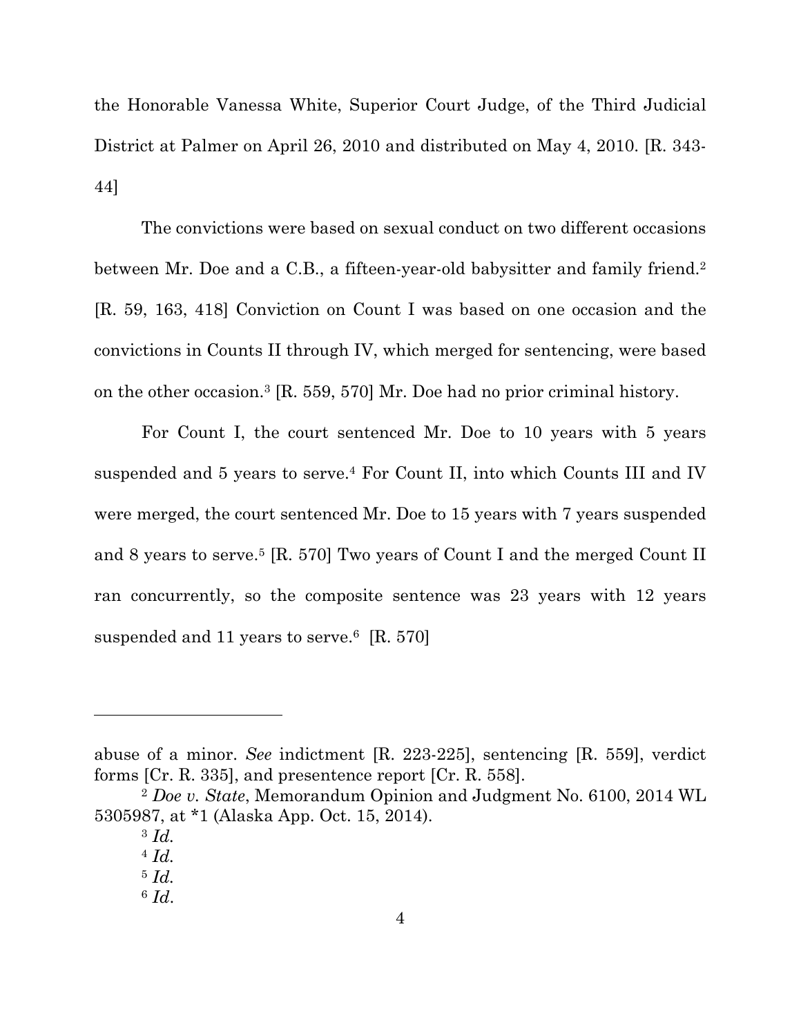the Honorable Vanessa White, Superior Court Judge, of the Third Judicial District at Palmer on April 26, 2010 and distributed on May 4, 2010. [R. 343-44]

The convictions were based on sexual conduct on two different occasions between Mr. Doe and a C.B., a fifteen-year-old babysitter and family friend.[2] [R. 59, 163, 418] Conviction on Count I was based on one occasion and the convictions in Counts II through IV, which merged for sentencing, were based on the other occasion.[3] [R. 559, 570] Mr. Doe had no prior criminal history.

For Count I, the court sentenced Mr. Doe to 10 years with 5 years suspended and 5 years to serve.[4] For Count II, into which Counts III and IV were merged, the court sentenced Mr. Doe to 15 years with 7 years suspended and 8 years to serve.[5] [R. 570] Two years of Count I and the merged Count II ran concurrently, so the composite sentence was 23 years with 12 years suspended and 11 years to serve.[6] [R. 570]

---

abuse of a minor. *See* indictment [R. 223-225], sentencing [R. 559], verdict forms [Cr. R. 335], and presentence report [Cr. R. 558].

[2] *Doe v. State*, Memorandum Opinion and Judgment No. 6100, 2014 WL 5305987, at *1 (Alaska App. Oct. 15, 2014).

[3] *Id.*

[4] *Id.*

[5] *Id.*

[6] *Id*.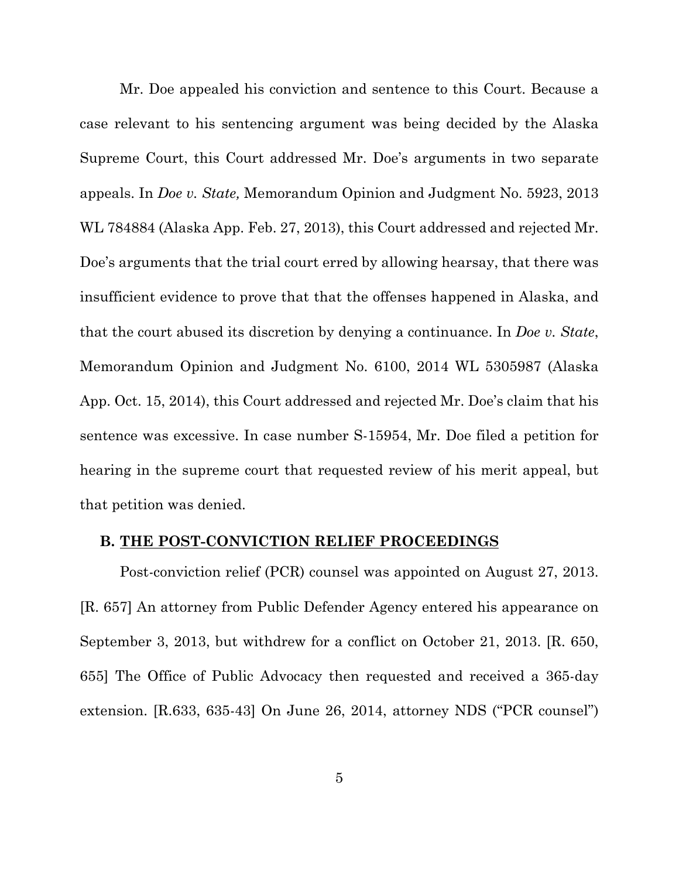Mr. Doe appealed his conviction and sentence to this Court. Because a case relevant to his sentencing argument was being decided by the Alaska Supreme Court, this Court addressed Mr. Doe's arguments in two separate appeals. In *Doe v. State,* Memorandum Opinion and Judgment No. 5923, 2013 WL 784884 (Alaska App. Feb. 27, 2013), this Court addressed and rejected Mr. Doe's arguments that the trial court erred by allowing hearsay, that there was insufficient evidence to prove that that the offenses happened in Alaska, and that the court abused its discretion by denying a continuance. In *Doe v. State*, Memorandum Opinion and Judgment No. 6100, 2014 WL 5305987 (Alaska App. Oct. 15, 2014), this Court addressed and rejected Mr. Doe's claim that his sentence was excessive. In case number S-15954, Mr. Doe filed a petition for hearing in the supreme court that requested review of his merit appeal, but that petition was denied.

### **B. THE POST-CONVICTION RELIEF PROCEEDINGS**

Post-conviction relief (PCR) counsel was appointed on August 27, 2013. [R. 657] An attorney from Public Defender Agency entered his appearance on September 3, 2013, but withdrew for a conflict on October 21, 2013. [R. 650, 655] The Office of Public Advocacy then requested and received a 365-day extension. [R.633, 635-43] On June 26, 2014, attorney NDS ("PCR counsel")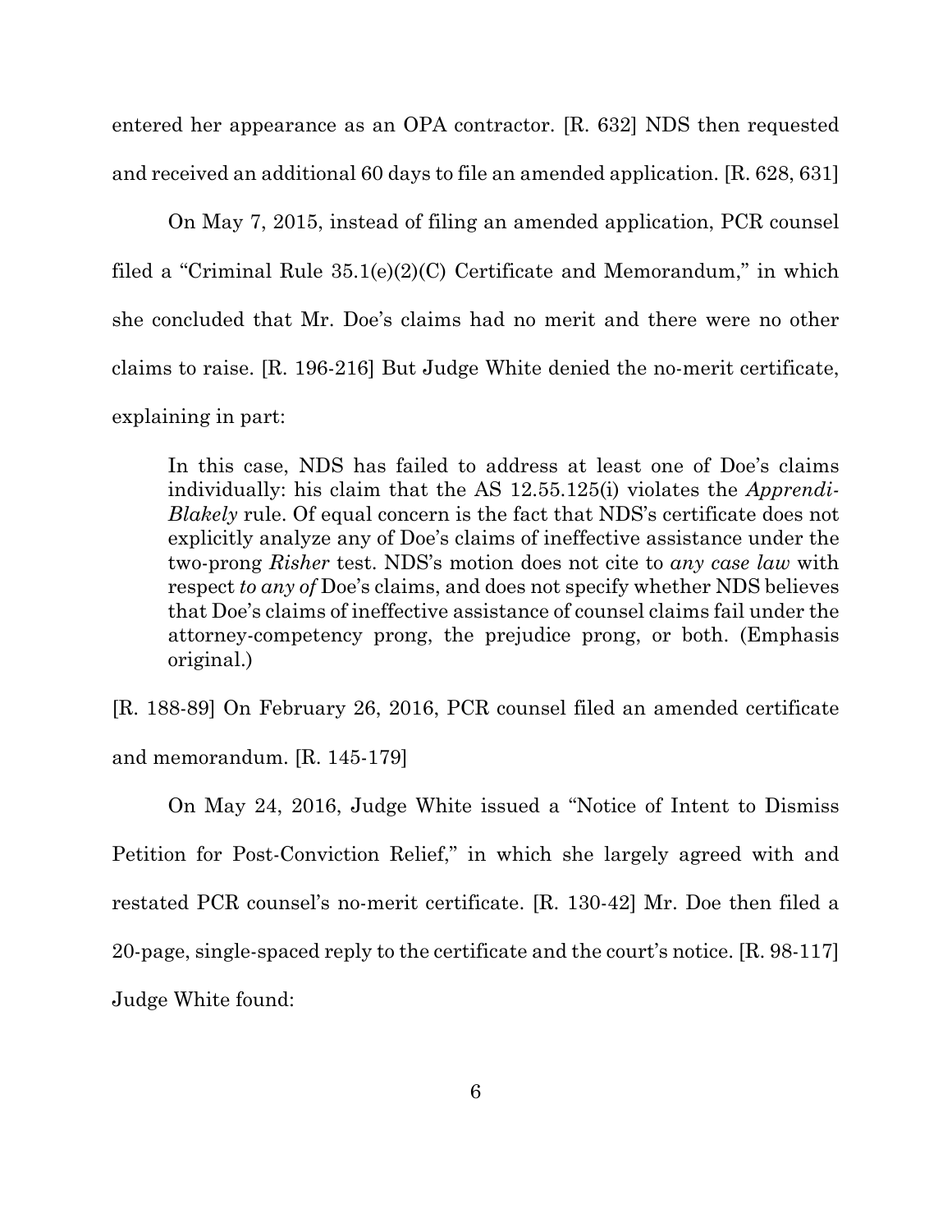entered her appearance as an OPA contractor. [R. 632] NDS then requested and received an additional 60 days to file an amended application. [R. 628, 631]

On May 7, 2015, instead of filing an amended application, PCR counsel filed a "Criminal Rule 35.1(e)(2)(C) Certificate and Memorandum," in which she concluded that Mr. Doe's claims had no merit and there were no other claims to raise. [R. 196-216] But Judge White denied the no-merit certificate, explaining in part:

> In this case, NDS has failed to address at least one of Doe's claims individually: his claim that the AS 12.55.125(i) violates the *Apprendi-Blakely* rule. Of equal concern is the fact that NDS's certificate does not explicitly analyze any of Doe's claims of ineffective assistance under the two-prong *Risher* test. NDS's motion does not cite to *any case law* with respect *to any of* Doe's claims, and does not specify whether NDS believes that Doe's claims of ineffective assistance of counsel claims fail under the attorney-competency prong, the prejudice prong, or both. (Emphasis original.)

[R. 188-89] On February 26, 2016, PCR counsel filed an amended certificate and memorandum. [R. 145-179]

On May 24, 2016, Judge White issued a "Notice of Intent to Dismiss Petition for Post-Conviction Relief," in which she largely agreed with and restated PCR counsel's no-merit certificate. [R. 130-42] Mr. Doe then filed a 20-page, single-spaced reply to the certificate and the court's notice. [R. 98-117] Judge White found: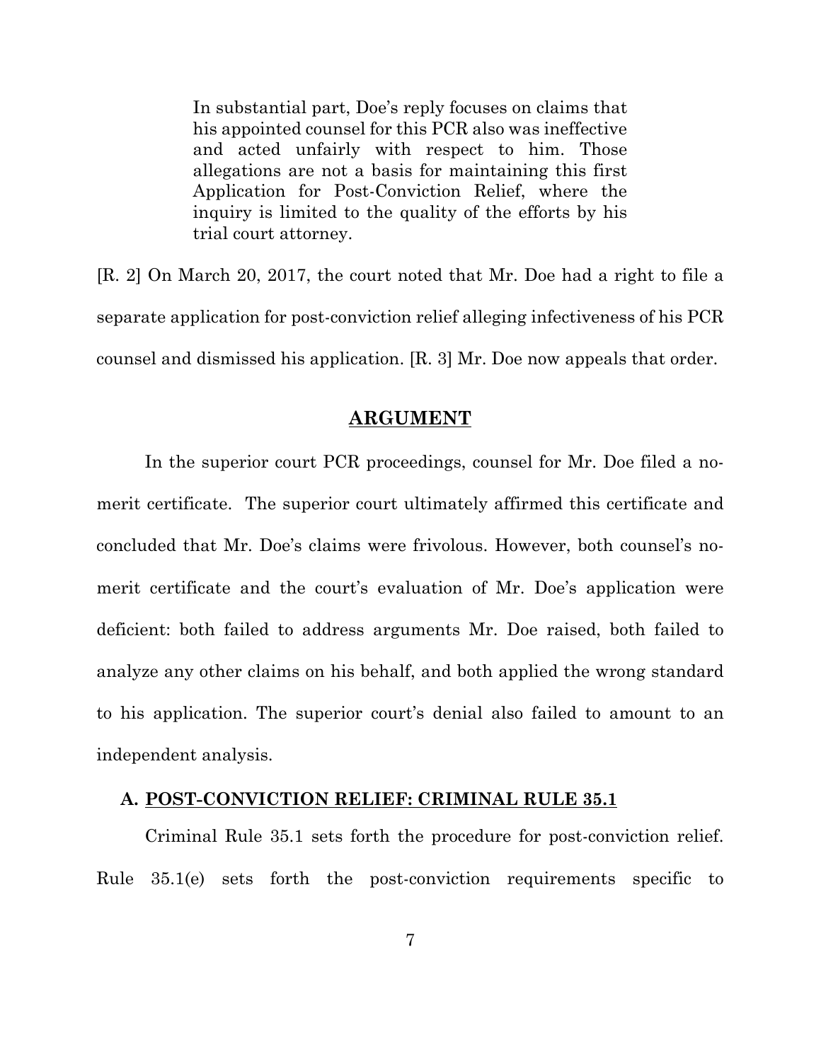> In substantial part, Doe's reply focuses on claims that his appointed counsel for this PCR also was ineffective and acted unfairly with respect to him. Those allegations are not a basis for maintaining this first Application for Post-Conviction Relief, where the inquiry is limited to the quality of the efforts by his trial court attorney.

[R. 2] On March 20, 2017, the court noted that Mr. Doe had a right to file a separate application for post-conviction relief alleging infectiveness of his PCR counsel and dismissed his application. [R. 3] Mr. Doe now appeals that order.

## ARGUMENT

In the superior court PCR proceedings, counsel for Mr. Doe filed a no-merit certificate. The superior court ultimately affirmed this certificate and concluded that Mr. Doe's claims were frivolous. However, both counsel's no-merit certificate and the court's evaluation of Mr. Doe's application were deficient: both failed to address arguments Mr. Doe raised, both failed to analyze any other claims on his behalf, and both applied the wrong standard to his application. The superior court's denial also failed to amount to an independent analysis.

### A. POST-CONVICTION RELIEF: CRIMINAL RULE 35.1

Criminal Rule 35.1 sets forth the procedure for post-conviction relief. Rule 35.1(e) sets forth the post-conviction requirements specific to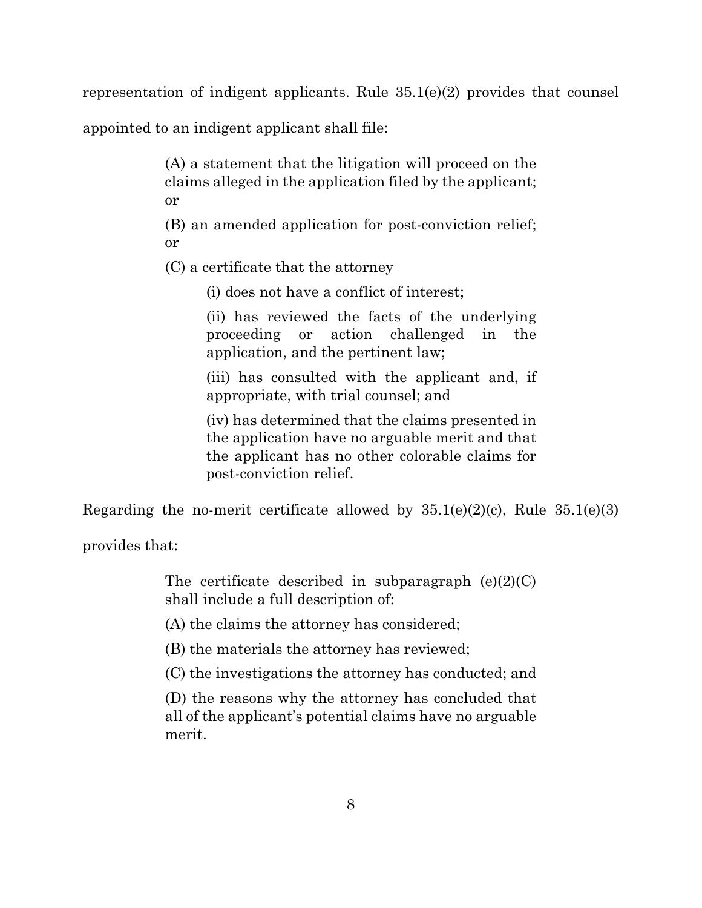representation of indigent applicants. Rule 35.1(e)(2) provides that counsel appointed to an indigent applicant shall file:

> (A) a statement that the litigation will proceed on the claims alleged in the application filed by the applicant; or
>
> (B) an amended application for post-conviction relief; or
>
> (C) a certificate that the attorney
>
>> (i) does not have a conflict of interest;
>>
>> (ii) has reviewed the facts of the underlying proceeding or action challenged in the application, and the pertinent law;
>>
>> (iii) has consulted with the applicant and, if appropriate, with trial counsel; and
>>
>> (iv) has determined that the claims presented in the application have no arguable merit and that the applicant has no other colorable claims for post-conviction relief.

Regarding the no-merit certificate allowed by 35.1(e)(2)(c), Rule 35.1(e)(3) provides that:

> The certificate described in subparagraph (e)(2)(C) shall include a full description of:
>
> (A) the claims the attorney has considered;
>
> (B) the materials the attorney has reviewed;
>
> (C) the investigations the attorney has conducted; and
>
> (D) the reasons why the attorney has concluded that all of the applicant's potential claims have no arguable merit.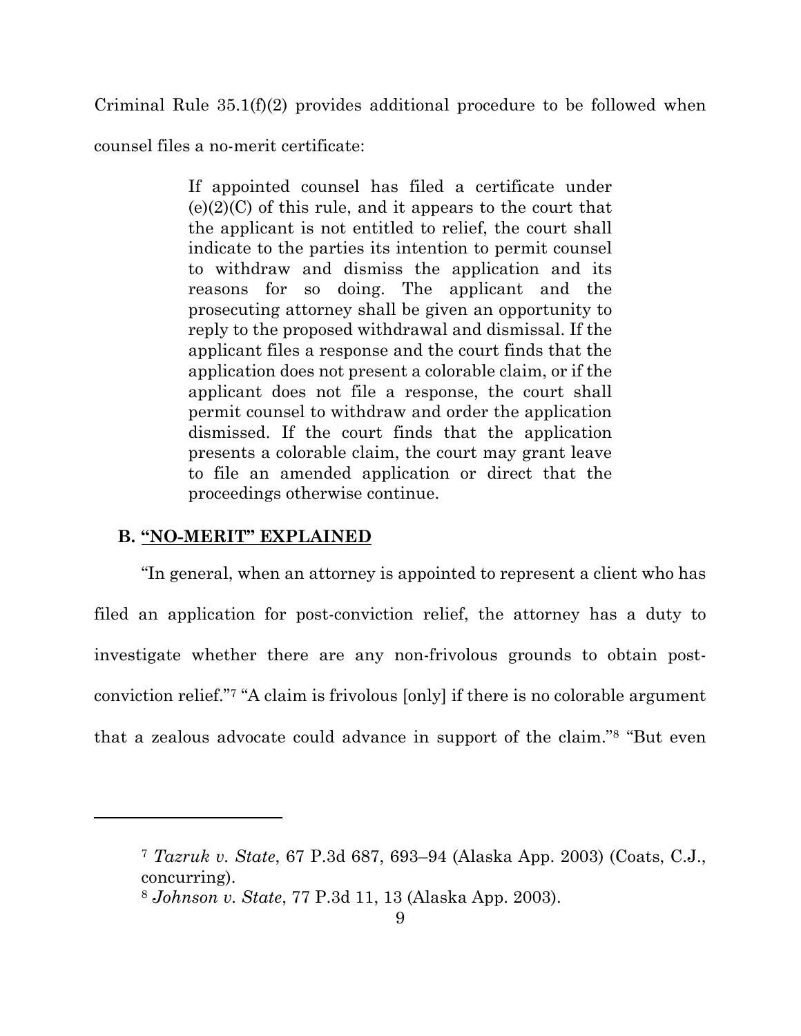Criminal Rule 35.1(f)(2) provides additional procedure to be followed when counsel files a no-merit certificate:

> If appointed counsel has filed a certificate under (e)(2)(C) of this rule, and it appears to the court that the applicant is not entitled to relief, the court shall indicate to the parties its intention to permit counsel to withdraw and dismiss the application and its reasons for so doing. The applicant and the prosecuting attorney shall be given an opportunity to reply to the proposed withdrawal and dismissal. If the applicant files a response and the court finds that the application does not present a colorable claim, or if the applicant does not file a response, the court shall permit counsel to withdraw and order the application dismissed. If the court finds that the application presents a colorable claim, the court may grant leave to file an amended application or direct that the proceedings otherwise continue.

### B. <u>"NO-MERIT" EXPLAINED</u>

"In general, when an attorney is appointed to represent a client who has filed an application for post-conviction relief, the attorney has a duty to investigate whether there are any non-frivolous grounds to obtain post-conviction relief."[7] "A claim is frivolous [only] if there is no colorable argument that a zealous advocate could advance in support of the claim."[8] "But even

---

[7] *Tazruk v. State*, 67 P.3d 687, 693–94 (Alaska App. 2003) (Coats, C.J., concurring).

[8] *Johnson v. State*, 77 P.3d 11, 13 (Alaska App. 2003).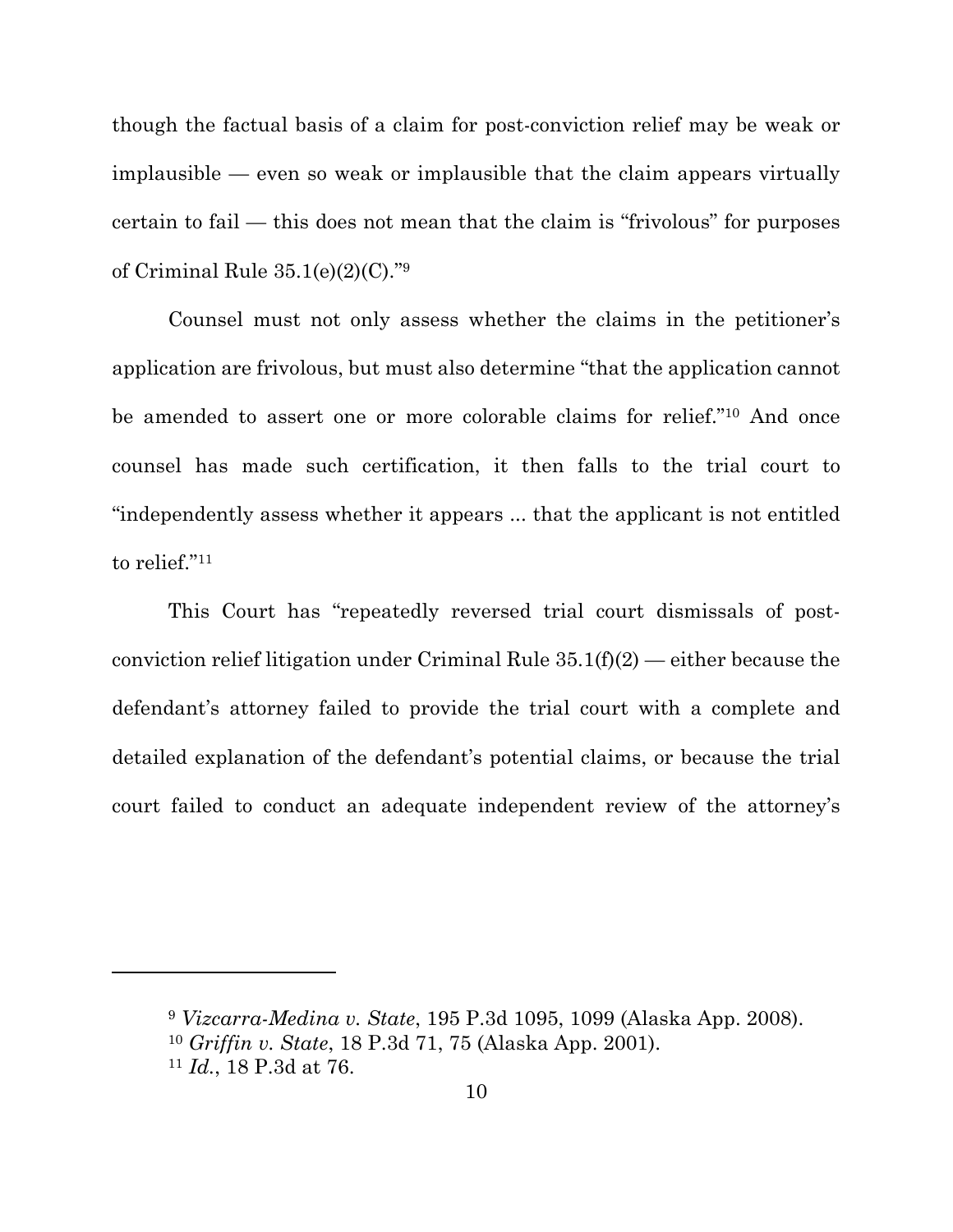though the factual basis of a claim for post-conviction relief may be weak or implausible — even so weak or implausible that the claim appears virtually certain to fail — this does not mean that the claim is "frivolous" for purposes of Criminal Rule 35.1(e)(2)(C)."[9]

Counsel must not only assess whether the claims in the petitioner's application are frivolous, but must also determine "that the application cannot be amended to assert one or more colorable claims for relief."[10] And once counsel has made such certification, it then falls to the trial court to "independently assess whether it appears ... that the applicant is not entitled to relief."[11]

This Court has "repeatedly reversed trial court dismissals of post-conviction relief litigation under Criminal Rule 35.1(f)(2) — either because the defendant's attorney failed to provide the trial court with a complete and detailed explanation of the defendant's potential claims, or because the trial court failed to conduct an adequate independent review of the attorney's

---

[9] *Vizcarra-Medina v. State*, 195 P.3d 1095, 1099 (Alaska App. 2008).
[10] *Griffin v. State*, 18 P.3d 71, 75 (Alaska App. 2001).
[11] *Id.*, 18 P.3d at 76.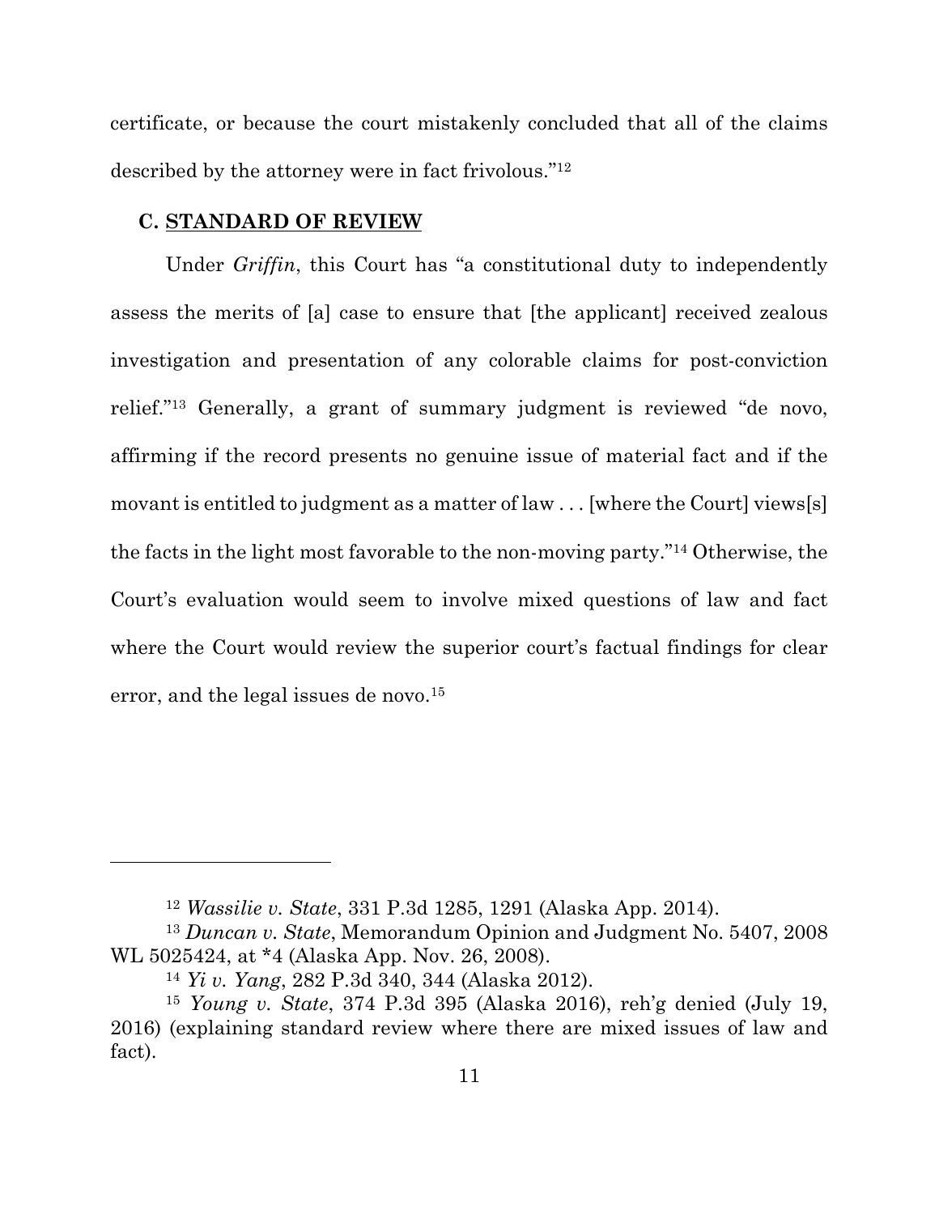certificate, or because the court mistakenly concluded that all of the claims described by the attorney were in fact frivolous."[12]

### C. STANDARD OF REVIEW

Under *Griffin*, this Court has "a constitutional duty to independently assess the merits of [a] case to ensure that [the applicant] received zealous investigation and presentation of any colorable claims for post-conviction relief."[13] Generally, a grant of summary judgment is reviewed "de novo, affirming if the record presents no genuine issue of material fact and if the movant is entitled to judgment as a matter of law . . . [where the Court] views[s] the facts in the light most favorable to the non-moving party."[14] Otherwise, the Court's evaluation would seem to involve mixed questions of law and fact where the Court would review the superior court's factual findings for clear error, and the legal issues de novo.[15]

---

[12] *Wassilie v. State*, 331 P.3d 1285, 1291 (Alaska App. 2014).

[13] *Duncan v. State*, Memorandum Opinion and Judgment No. 5407, 2008 WL 5025424, at *4 (Alaska App. Nov. 26, 2008).

[14] *Yi v. Yang*, 282 P.3d 340, 344 (Alaska 2012).

[15] *Young v. State*, 374 P.3d 395 (Alaska 2016), reh'g denied (July 19, 2016) (explaining standard review where there are mixed issues of law and fact).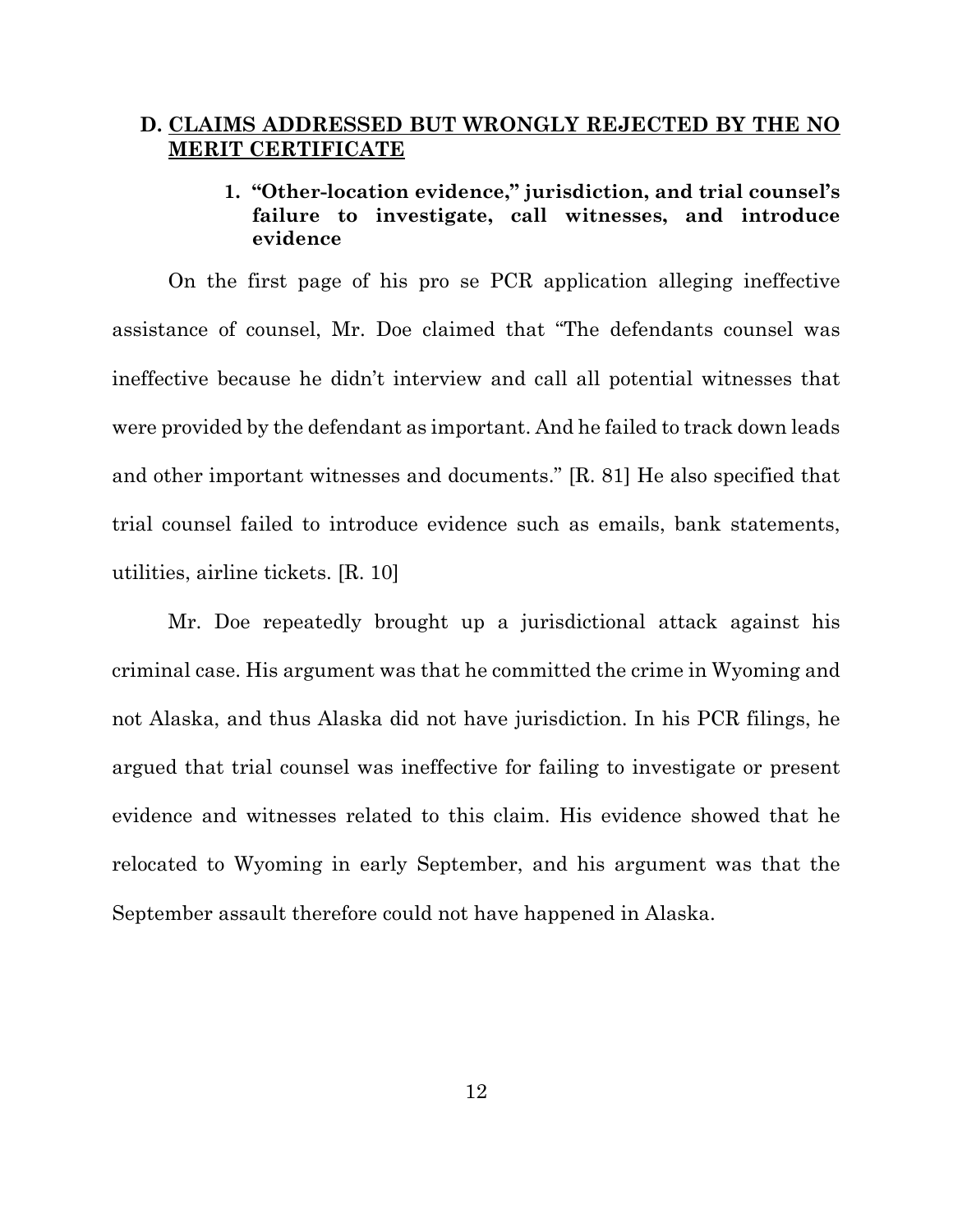### D. <u>CLAIMS ADDRESSED BUT WRONGLY REJECTED BY THE NO MERIT CERTIFICATE</u>

#### 1. "Other-location evidence," jurisdiction, and trial counsel's failure to investigate, call witnesses, and introduce evidence

On the first page of his pro se PCR application alleging ineffective assistance of counsel, Mr. Doe claimed that "The defendants counsel was ineffective because he didn't interview and call all potential witnesses that were provided by the defendant as important. And he failed to track down leads and other important witnesses and documents." [R. 81] He also specified that trial counsel failed to introduce evidence such as emails, bank statements, utilities, airline tickets. [R. 10]

Mr. Doe repeatedly brought up a jurisdictional attack against his criminal case. His argument was that he committed the crime in Wyoming and not Alaska, and thus Alaska did not have jurisdiction. In his PCR filings, he argued that trial counsel was ineffective for failing to investigate or present evidence and witnesses related to this claim. His evidence showed that he relocated to Wyoming in early September, and his argument was that the September assault therefore could not have happened in Alaska.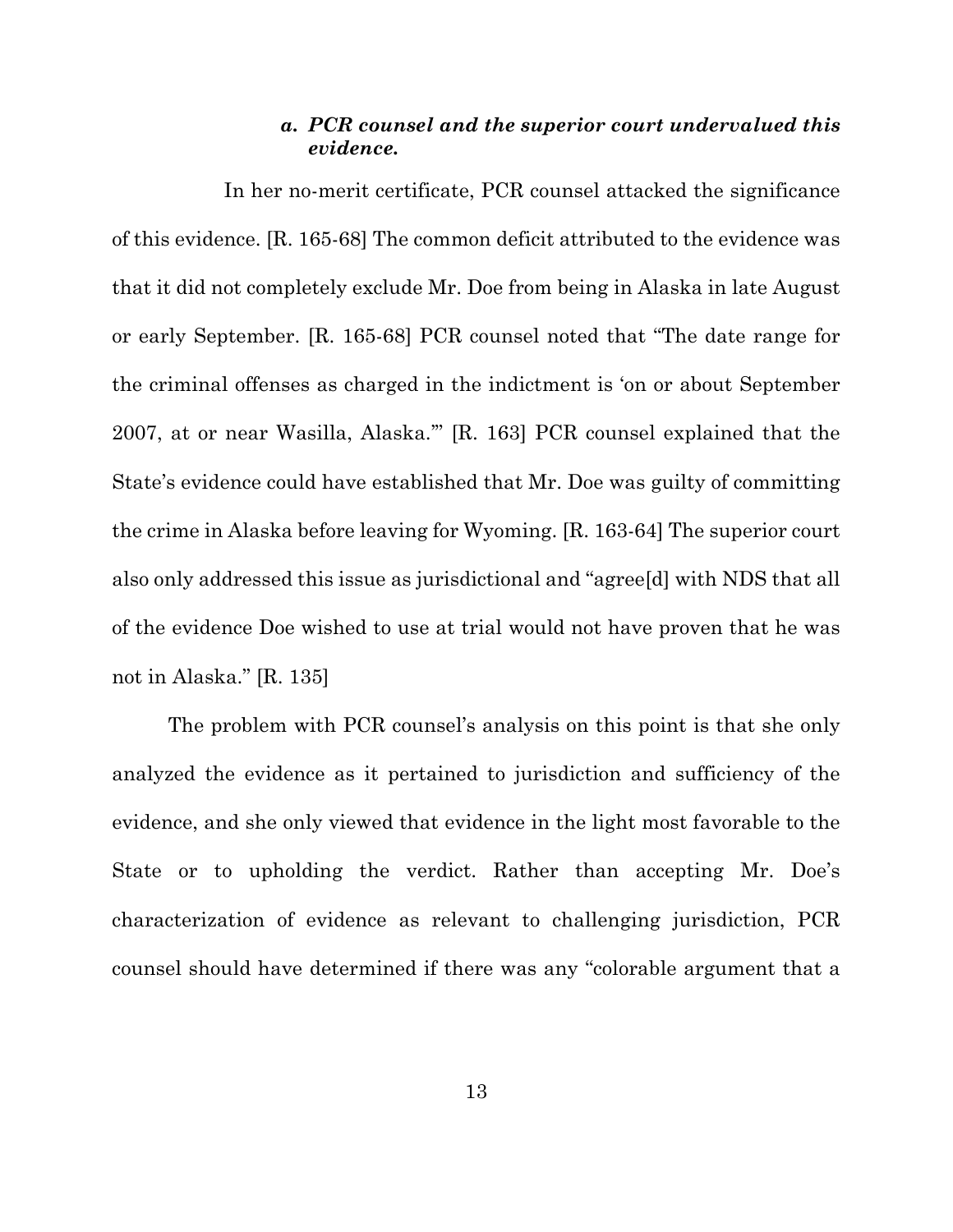#### *a. PCR counsel and the superior court undervalued this evidence.*

In her no-merit certificate, PCR counsel attacked the significance of this evidence. [R. 165-68] The common deficit attributed to the evidence was that it did not completely exclude Mr. Doe from being in Alaska in late August or early September. [R. 165-68] PCR counsel noted that "The date range for the criminal offenses as charged in the indictment is 'on or about September 2007, at or near Wasilla, Alaska.'" [R. 163] PCR counsel explained that the State's evidence could have established that Mr. Doe was guilty of committing the crime in Alaska before leaving for Wyoming. [R. 163-64] The superior court also only addressed this issue as jurisdictional and "agree[d] with NDS that all of the evidence Doe wished to use at trial would not have proven that he was not in Alaska." [R. 135]

The problem with PCR counsel's analysis on this point is that she only analyzed the evidence as it pertained to jurisdiction and sufficiency of the evidence, and she only viewed that evidence in the light most favorable to the State or to upholding the verdict. Rather than accepting Mr. Doe's characterization of evidence as relevant to challenging jurisdiction, PCR counsel should have determined if there was any "colorable argument that a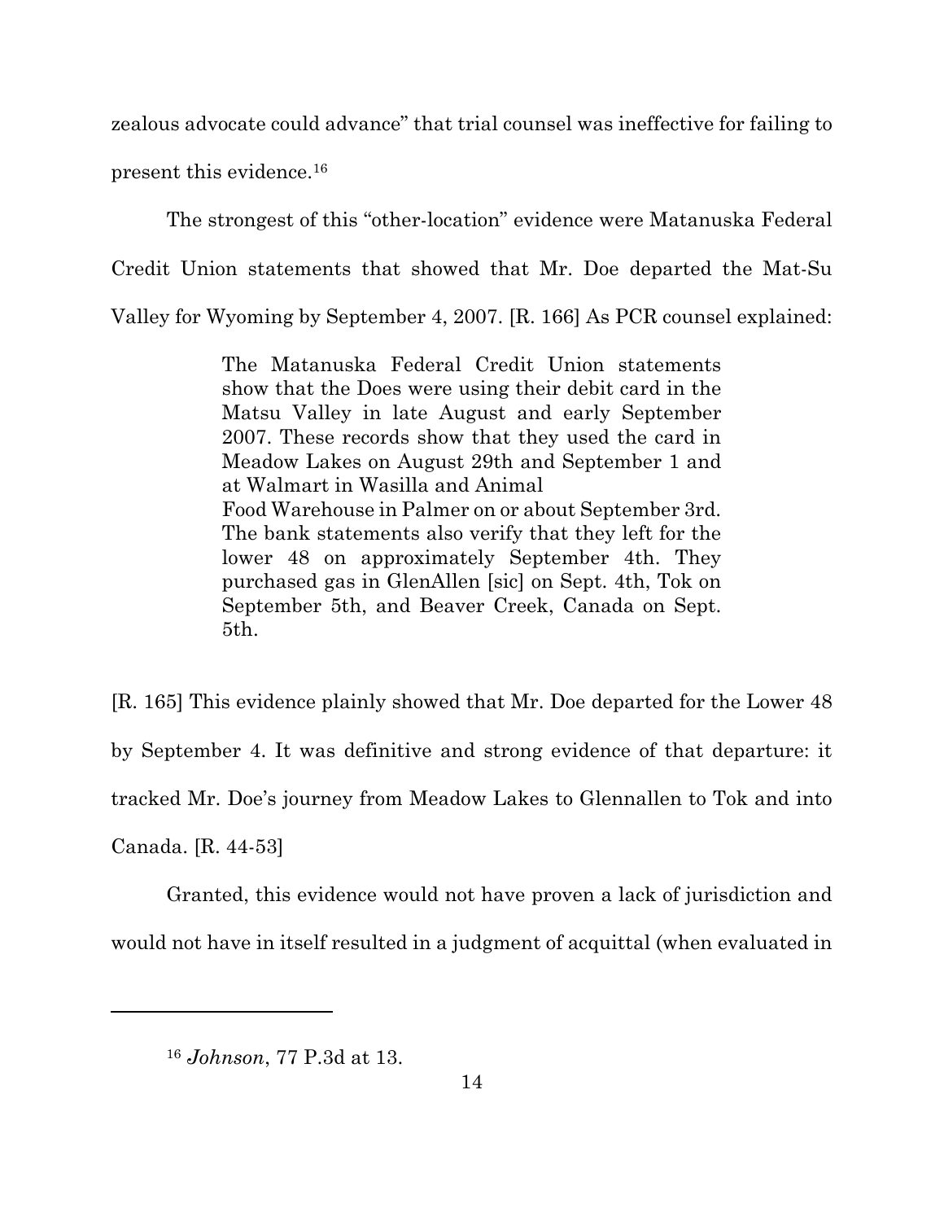zealous advocate could advance" that trial counsel was ineffective for failing to present this evidence.[16]

The strongest of this "other-location" evidence were Matanuska Federal Credit Union statements that showed that Mr. Doe departed the Mat-Su Valley for Wyoming by September 4, 2007. [R. 166] As PCR counsel explained:

> The Matanuska Federal Credit Union statements show that the Does were using their debit card in the Matsu Valley in late August and early September 2007. These records show that they used the card in Meadow Lakes on August 29th and September 1 and at Walmart in Wasilla and Animal Food Warehouse in Palmer on or about September 3rd. The bank statements also verify that they left for the lower 48 on approximately September 4th. They purchased gas in GlenAllen [sic] on Sept. 4th, Tok on September 5th, and Beaver Creek, Canada on Sept. 5th.

[R. 165] This evidence plainly showed that Mr. Doe departed for the Lower 48 by September 4. It was definitive and strong evidence of that departure: it tracked Mr. Doe's journey from Meadow Lakes to Glennallen to Tok and into Canada. [R. 44-53]

Granted, this evidence would not have proven a lack of jurisdiction and would not have in itself resulted in a judgment of acquittal (when evaluated in

---

[16] *Johnson*, 77 P.3d at 13.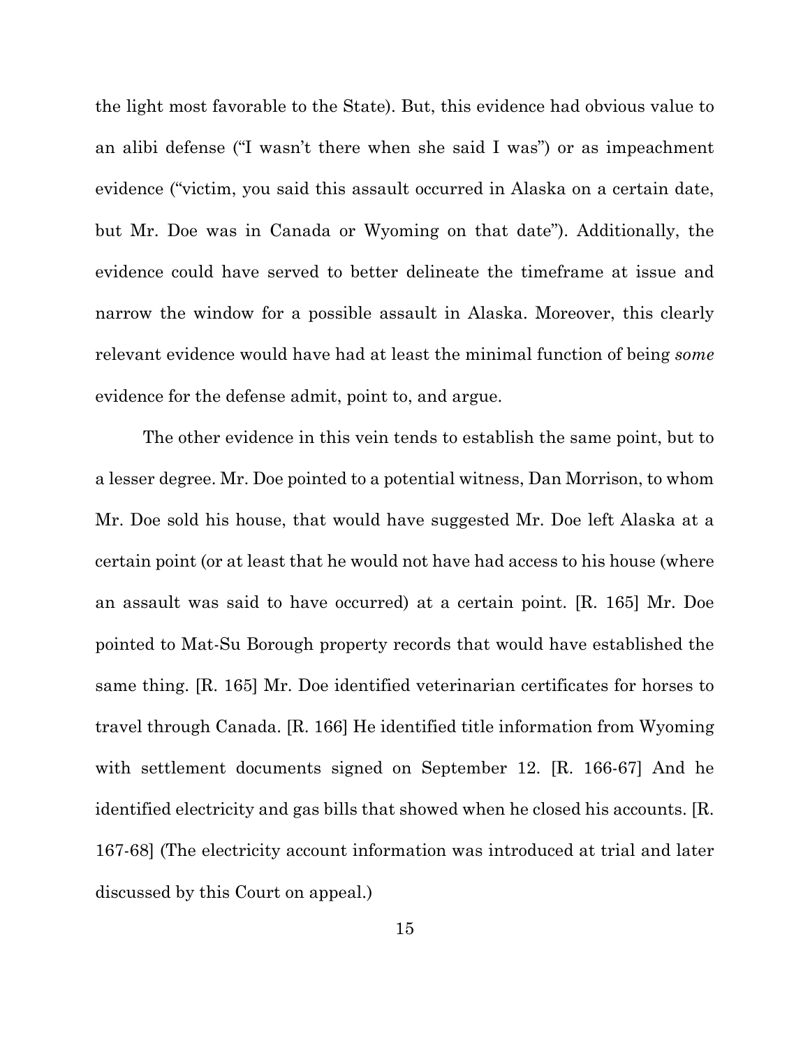the light most favorable to the State). But, this evidence had obvious value to an alibi defense ("I wasn't there when she said I was") or as impeachment evidence ("victim, you said this assault occurred in Alaska on a certain date, but Mr. Doe was in Canada or Wyoming on that date"). Additionally, the evidence could have served to better delineate the timeframe at issue and narrow the window for a possible assault in Alaska. Moreover, this clearly relevant evidence would have had at least the minimal function of being *some* evidence for the defense admit, point to, and argue.

The other evidence in this vein tends to establish the same point, but to a lesser degree. Mr. Doe pointed to a potential witness, Dan Morrison, to whom Mr. Doe sold his house, that would have suggested Mr. Doe left Alaska at a certain point (or at least that he would not have had access to his house (where an assault was said to have occurred) at a certain point. [R. 165] Mr. Doe pointed to Mat-Su Borough property records that would have established the same thing. [R. 165] Mr. Doe identified veterinarian certificates for horses to travel through Canada. [R. 166] He identified title information from Wyoming with settlement documents signed on September 12. [R. 166-67] And he identified electricity and gas bills that showed when he closed his accounts. [R. 167-68] (The electricity account information was introduced at trial and later discussed by this Court on appeal.)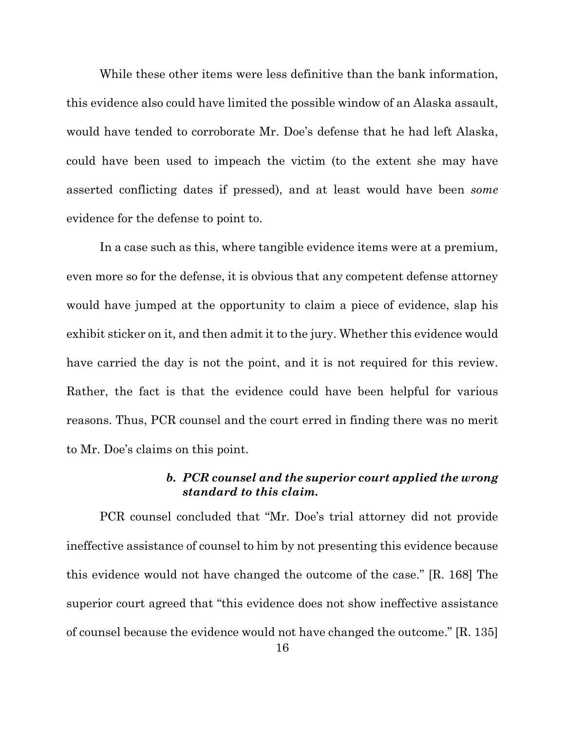While these other items were less definitive than the bank information, this evidence also could have limited the possible window of an Alaska assault, would have tended to corroborate Mr. Doe's defense that he had left Alaska, could have been used to impeach the victim (to the extent she may have asserted conflicting dates if pressed), and at least would have been *some* evidence for the defense to point to.

In a case such as this, where tangible evidence items were at a premium, even more so for the defense, it is obvious that any competent defense attorney would have jumped at the opportunity to claim a piece of evidence, slap his exhibit sticker on it, and then admit it to the jury. Whether this evidence would have carried the day is not the point, and it is not required for this review. Rather, the fact is that the evidence could have been helpful for various reasons. Thus, PCR counsel and the court erred in finding there was no merit to Mr. Doe's claims on this point.

#### *b. PCR counsel and the superior court applied the wrong standard to this claim.*

PCR counsel concluded that "Mr. Doe's trial attorney did not provide ineffective assistance of counsel to him by not presenting this evidence because this evidence would not have changed the outcome of the case." [R. 168] The superior court agreed that "this evidence does not show ineffective assistance of counsel because the evidence would not have changed the outcome." [R. 135]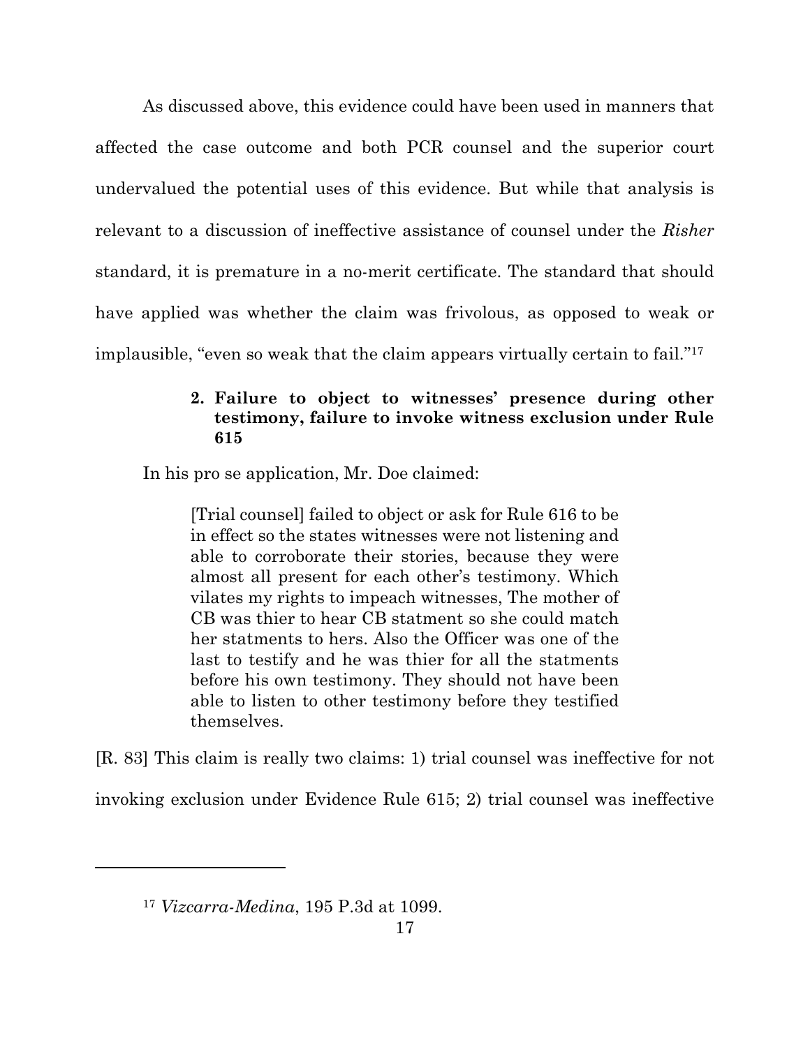As discussed above, this evidence could have been used in manners that affected the case outcome and both PCR counsel and the superior court undervalued the potential uses of this evidence. But while that analysis is relevant to a discussion of ineffective assistance of counsel under the *Risher* standard, it is premature in a no-merit certificate. The standard that should have applied was whether the claim was frivolous, as opposed to weak or implausible, "even so weak that the claim appears virtually certain to fail."[17]

#### 2. Failure to object to witnesses' presence during other testimony, failure to invoke witness exclusion under Rule 615

In his pro se application, Mr. Doe claimed:

> [Trial counsel] failed to object or ask for Rule 616 to be in effect so the states witnesses were not listening and able to corroborate their stories, because they were almost all present for each other's testimony. Which vilates my rights to impeach witnesses, The mother of CB was thier to hear CB statment so she could match her statments to hers. Also the Officer was one of the last to testify and he was thier for all the statments before his own testimony. They should not have been able to listen to other testimony before they testified themselves.

[R. 83] This claim is really two claims: 1) trial counsel was ineffective for not invoking exclusion under Evidence Rule 615; 2) trial counsel was ineffective

---

[17] *Vizcarra-Medina*, 195 P.3d at 1099.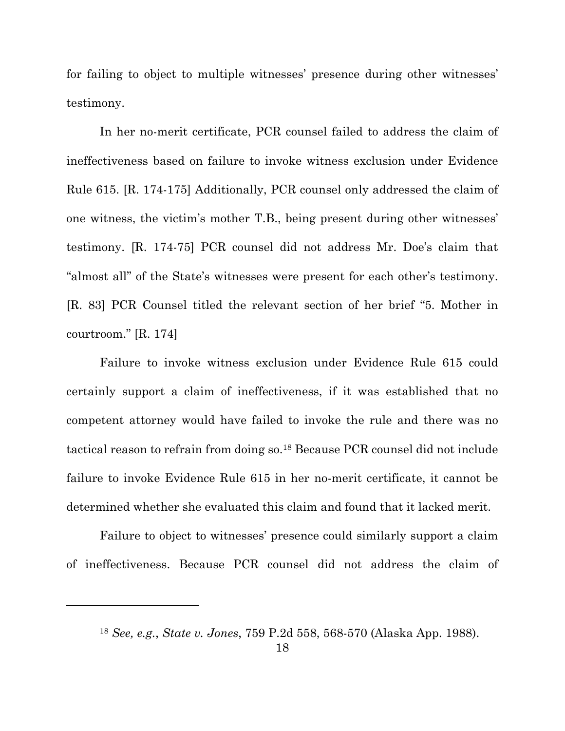for failing to object to multiple witnesses' presence during other witnesses' testimony.

In her no-merit certificate, PCR counsel failed to address the claim of ineffectiveness based on failure to invoke witness exclusion under Evidence Rule 615. [R. 174-175] Additionally, PCR counsel only addressed the claim of one witness, the victim's mother T.B., being present during other witnesses' testimony. [R. 174-75] PCR counsel did not address Mr. Doe's claim that "almost all" of the State's witnesses were present for each other's testimony. [R. 83] PCR Counsel titled the relevant section of her brief "5. Mother in courtroom." [R. 174]

Failure to invoke witness exclusion under Evidence Rule 615 could certainly support a claim of ineffectiveness, if it was established that no competent attorney would have failed to invoke the rule and there was no tactical reason to refrain from doing so.[18] Because PCR counsel did not include failure to invoke Evidence Rule 615 in her no-merit certificate, it cannot be determined whether she evaluated this claim and found that it lacked merit.

Failure to object to witnesses' presence could similarly support a claim of ineffectiveness. Because PCR counsel did not address the claim of

---

[18] *See, e.g.*, *State v. Jones*, 759 P.2d 558, 568-570 (Alaska App. 1988).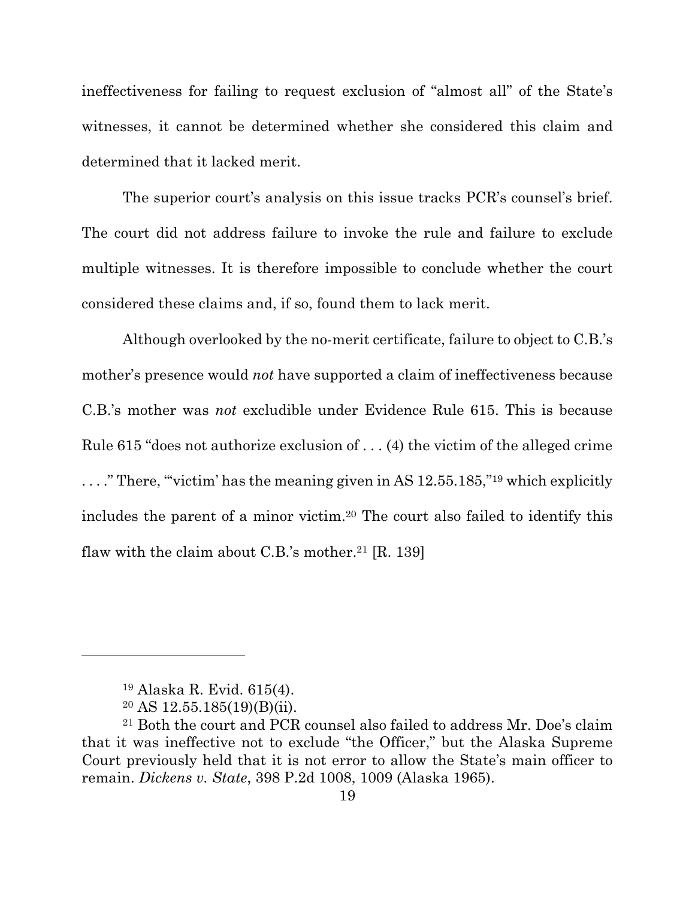ineffectiveness for failing to request exclusion of "almost all" of the State's witnesses, it cannot be determined whether she considered this claim and determined that it lacked merit.

The superior court's analysis on this issue tracks PCR's counsel's brief. The court did not address failure to invoke the rule and failure to exclude multiple witnesses. It is therefore impossible to conclude whether the court considered these claims and, if so, found them to lack merit.

Although overlooked by the no-merit certificate, failure to object to C.B.'s mother's presence would *not* have supported a claim of ineffectiveness because C.B.'s mother was *not* excludible under Evidence Rule 615. This is because Rule 615 "does not authorize exclusion of . . . (4) the victim of the alleged crime . . . ." There, "'victim' has the meaning given in AS 12.55.185,"[19] which explicitly includes the parent of a minor victim.[20] The court also failed to identify this flaw with the claim about C.B.'s mother.[21] [R. 139]

---

[19] Alaska R. Evid. 615(4).

[20] AS 12.55.185(19)(B)(ii).

[21] Both the court and PCR counsel also failed to address Mr. Doe's claim that it was ineffective not to exclude "the Officer," but the Alaska Supreme Court previously held that it is not error to allow the State's main officer to remain. *Dickens v. State*, 398 P.2d 1008, 1009 (Alaska 1965).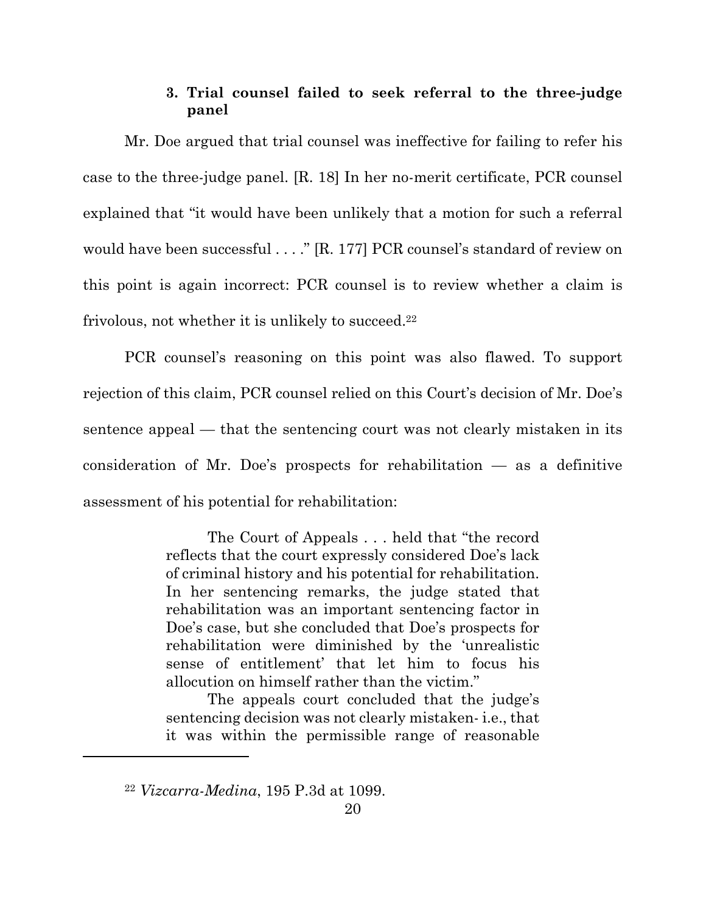### 3. Trial counsel failed to seek referral to the three-judge panel

Mr. Doe argued that trial counsel was ineffective for failing to refer his case to the three-judge panel. [R. 18] In her no-merit certificate, PCR counsel explained that "it would have been unlikely that a motion for such a referral would have been successful . . . ." [R. 177] PCR counsel's standard of review on this point is again incorrect: PCR counsel is to review whether a claim is frivolous, not whether it is unlikely to succeed.[22]

PCR counsel's reasoning on this point was also flawed. To support rejection of this claim, PCR counsel relied on this Court's decision of Mr. Doe's sentence appeal — that the sentencing court was not clearly mistaken in its consideration of Mr. Doe's prospects for rehabilitation — as a definitive assessment of his potential for rehabilitation:

> The Court of Appeals . . . held that "the record reflects that the court expressly considered Doe's lack of criminal history and his potential for rehabilitation. In her sentencing remarks, the judge stated that rehabilitation was an important sentencing factor in Doe's case, but she concluded that Doe's prospects for rehabilitation were diminished by the 'unrealistic sense of entitlement' that let him to focus his allocution on himself rather than the victim."
>
> The appeals court concluded that the judge's sentencing decision was not clearly mistaken- i.e., that it was within the permissible range of reasonable

---

[22] *Vizcarra-Medina*, 195 P.3d at 1099.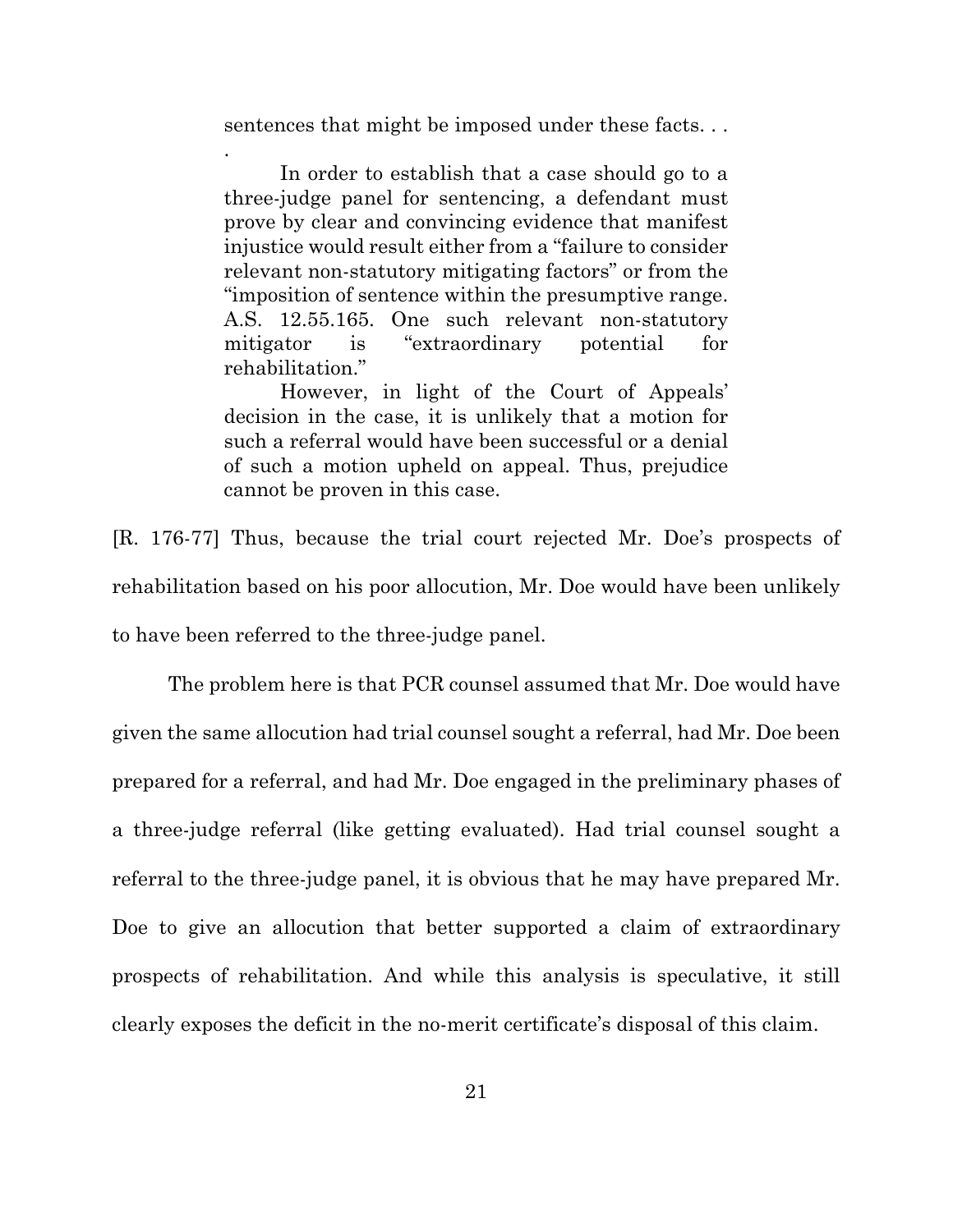> sentences that might be imposed under these facts. . .
>
> In order to establish that a case should go to a three-judge panel for sentencing, a defendant must prove by clear and convincing evidence that manifest injustice would result either from a "failure to consider relevant non-statutory mitigating factors" or from the "imposition of sentence within the presumptive range. A.S. 12.55.165. One such relevant non-statutory mitigator is "extraordinary potential for rehabilitation."
>
> However, in light of the Court of Appeals' decision in the case, it is unlikely that a motion for such a referral would have been successful or a denial of such a motion upheld on appeal. Thus, prejudice cannot be proven in this case.

[R. 176-77] Thus, because the trial court rejected Mr. Doe's prospects of rehabilitation based on his poor allocution, Mr. Doe would have been unlikely to have been referred to the three-judge panel.

The problem here is that PCR counsel assumed that Mr. Doe would have given the same allocution had trial counsel sought a referral, had Mr. Doe been prepared for a referral, and had Mr. Doe engaged in the preliminary phases of a three-judge referral (like getting evaluated). Had trial counsel sought a referral to the three-judge panel, it is obvious that he may have prepared Mr. Doe to give an allocution that better supported a claim of extraordinary prospects of rehabilitation. And while this analysis is speculative, it still clearly exposes the deficit in the no-merit certificate's disposal of this claim.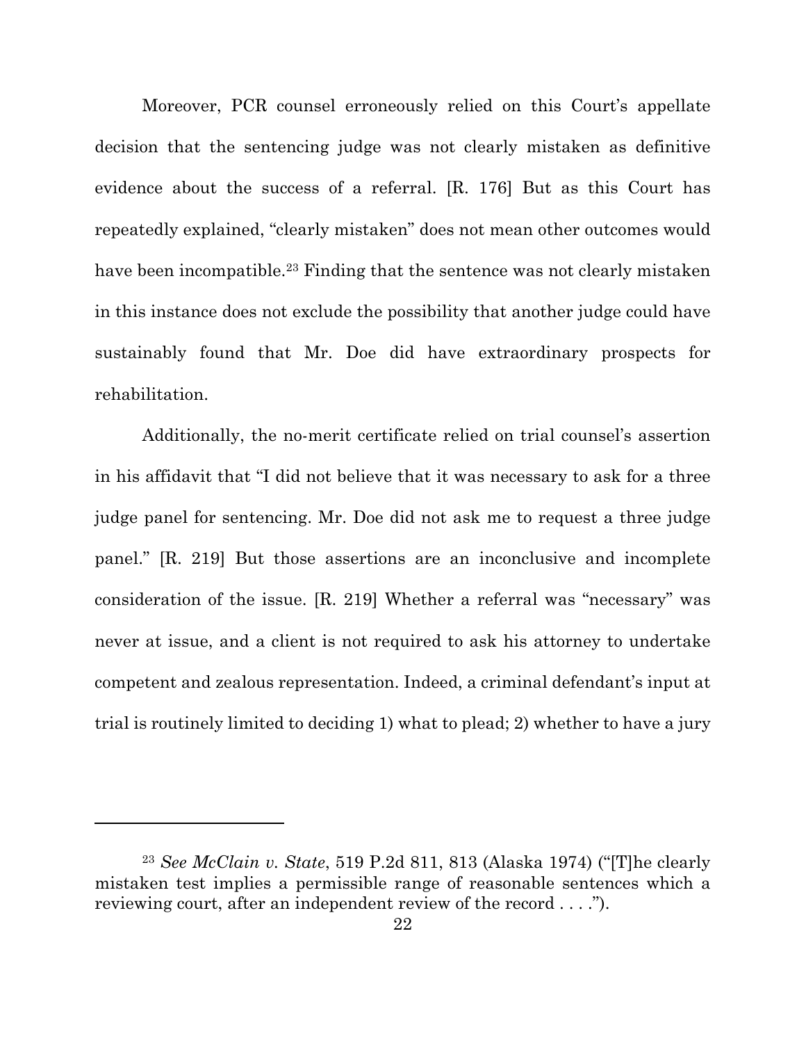Moreover, PCR counsel erroneously relied on this Court's appellate decision that the sentencing judge was not clearly mistaken as definitive evidence about the success of a referral. [R. 176] But as this Court has repeatedly explained, "clearly mistaken" does not mean other outcomes would have been incompatible.[23] Finding that the sentence was not clearly mistaken in this instance does not exclude the possibility that another judge could have sustainably found that Mr. Doe did have extraordinary prospects for rehabilitation.

Additionally, the no-merit certificate relied on trial counsel's assertion in his affidavit that "I did not believe that it was necessary to ask for a three judge panel for sentencing. Mr. Doe did not ask me to request a three judge panel." [R. 219] But those assertions are an inconclusive and incomplete consideration of the issue. [R. 219] Whether a referral was "necessary" was never at issue, and a client is not required to ask his attorney to undertake competent and zealous representation. Indeed, a criminal defendant's input at trial is routinely limited to deciding 1) what to plead; 2) whether to have a jury

---

[23] *See McClain v. State*, 519 P.2d 811, 813 (Alaska 1974) ("[T]he clearly mistaken test implies a permissible range of reasonable sentences which a reviewing court, after an independent review of the record . . . .").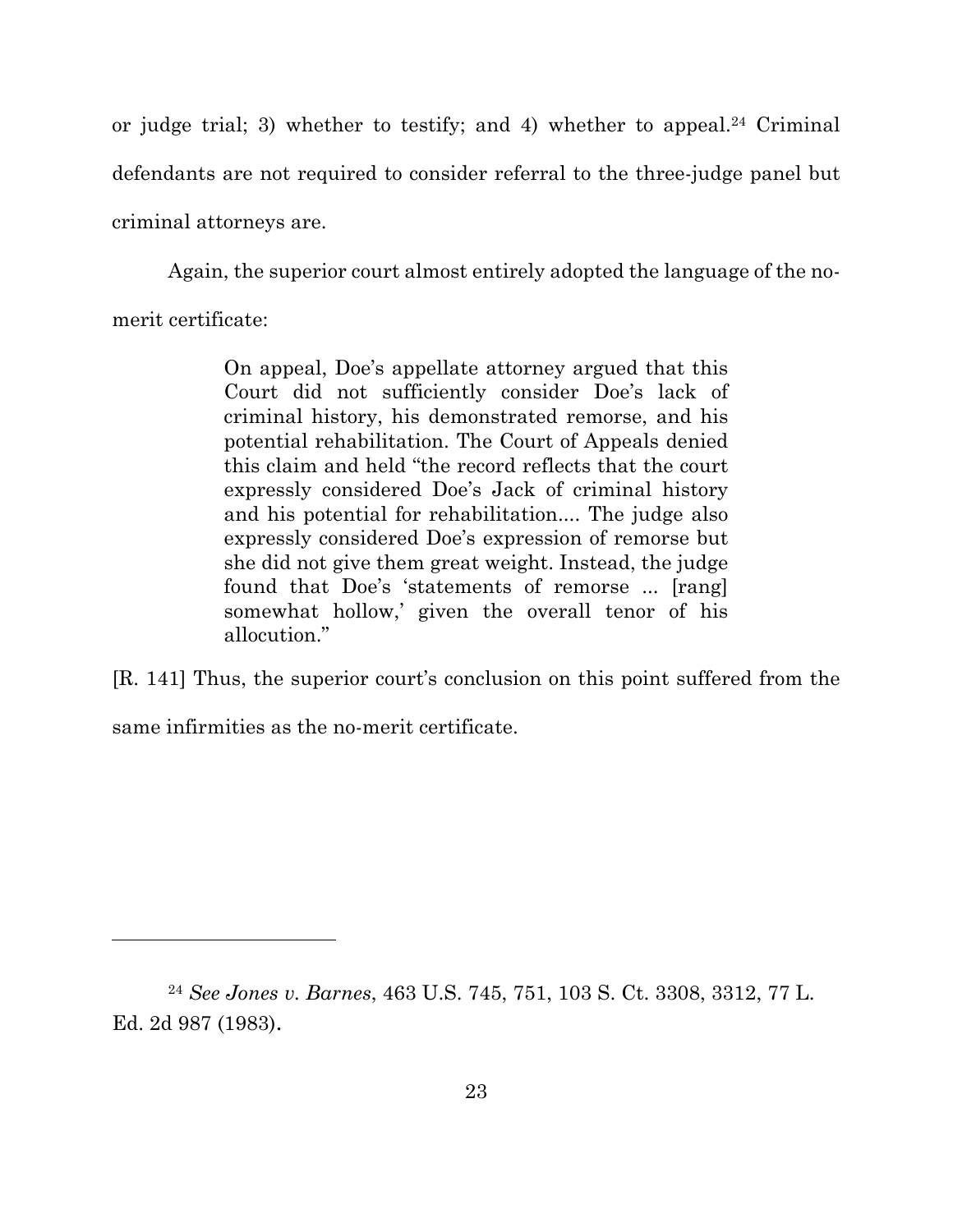or judge trial; 3) whether to testify; and 4) whether to appeal.[24] Criminal defendants are not required to consider referral to the three-judge panel but criminal attorneys are.

Again, the superior court almost entirely adopted the language of the no-merit certificate:

> On appeal, Doe's appellate attorney argued that this Court did not sufficiently consider Doe's lack of criminal history, his demonstrated remorse, and his potential rehabilitation. The Court of Appeals denied this claim and held "the record reflects that the court expressly considered Doe's Jack of criminal history and his potential for rehabilitation.... The judge also expressly considered Doe's expression of remorse but she did not give them great weight. Instead, the judge found that Doe's 'statements of remorse ... [rang] somewhat hollow,' given the overall tenor of his allocution."

[R. 141] Thus, the superior court's conclusion on this point suffered from the same infirmities as the no-merit certificate.

---

[24] *See Jones v. Barnes*, 463 U.S. 745, 751, 103 S. Ct. 3308, 3312, 77 L. Ed. 2d 987 (1983).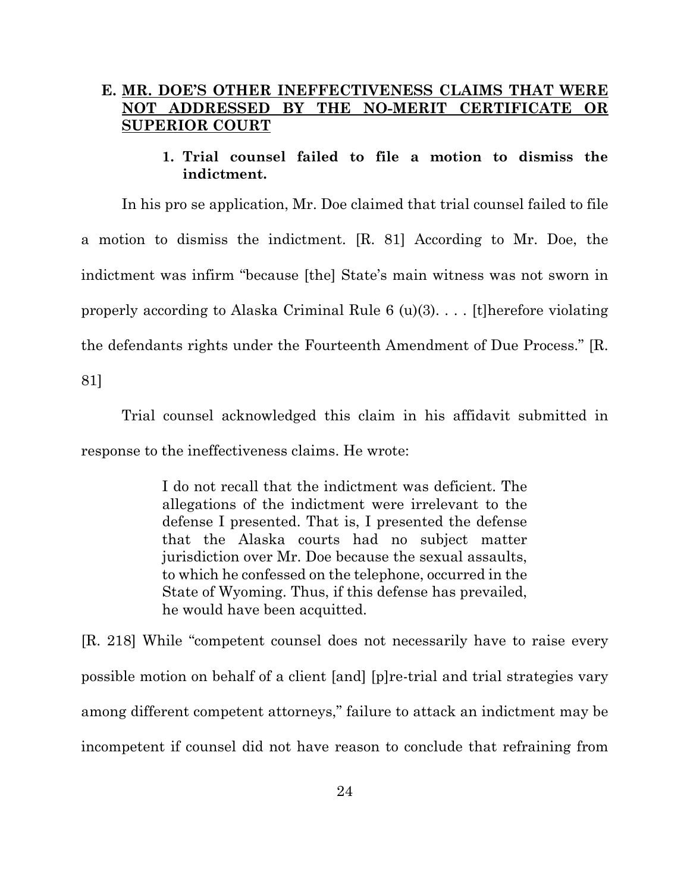## E. MR. DOE'S OTHER INEFFECTIVENESS CLAIMS THAT WERE NOT ADDRESSED BY THE NO-MERIT CERTIFICATE OR SUPERIOR COURT

### 1. Trial counsel failed to file a motion to dismiss the indictment.

In his pro se application, Mr. Doe claimed that trial counsel failed to file a motion to dismiss the indictment. [R. 81] According to Mr. Doe, the indictment was infirm "because [the] State's main witness was not sworn in properly according to Alaska Criminal Rule 6 (u)(3). . . . [t]herefore violating the defendants rights under the Fourteenth Amendment of Due Process." [R. 81]

Trial counsel acknowledged this claim in his affidavit submitted in response to the ineffectiveness claims. He wrote:

> I do not recall that the indictment was deficient. The allegations of the indictment were irrelevant to the defense I presented. That is, I presented the defense that the Alaska courts had no subject matter jurisdiction over Mr. Doe because the sexual assaults, to which he confessed on the telephone, occurred in the State of Wyoming. Thus, if this defense has prevailed, he would have been acquitted.

[R. 218] While "competent counsel does not necessarily have to raise every possible motion on behalf of a client [and] [p]re-trial and trial strategies vary among different competent attorneys," failure to attack an indictment may be incompetent if counsel did not have reason to conclude that refraining from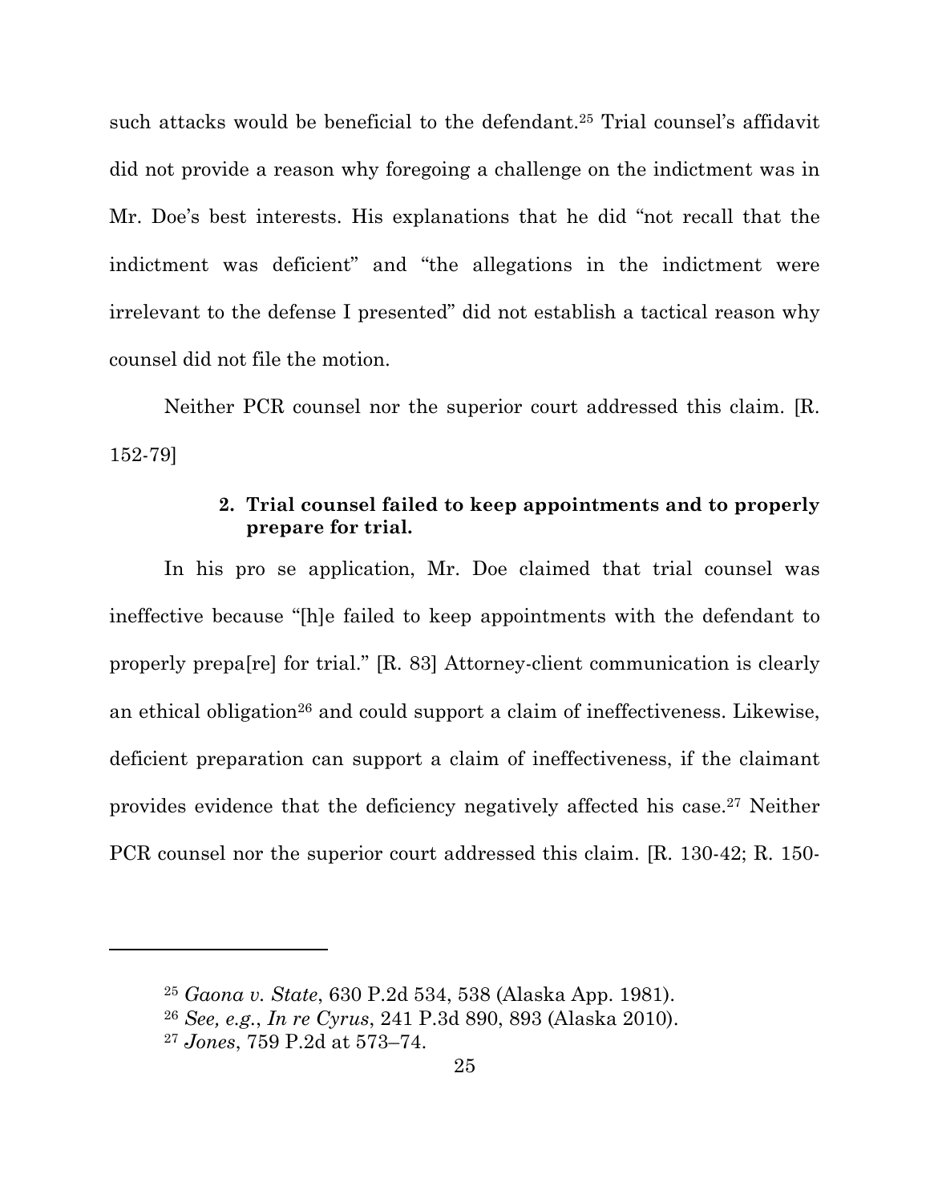such attacks would be beneficial to the defendant.[25] Trial counsel's affidavit did not provide a reason why foregoing a challenge on the indictment was in Mr. Doe's best interests. His explanations that he did "not recall that the indictment was deficient" and "the allegations in the indictment were irrelevant to the defense I presented" did not establish a tactical reason why counsel did not file the motion.

Neither PCR counsel nor the superior court addressed this claim. [R. 152-79]

**2. Trial counsel failed to keep appointments and to properly prepare for trial.**

In his pro se application, Mr. Doe claimed that trial counsel was ineffective because "[h]e failed to keep appointments with the defendant to properly prepa[re] for trial." [R. 83] Attorney-client communication is clearly an ethical obligation[26] and could support a claim of ineffectiveness. Likewise, deficient preparation can support a claim of ineffectiveness, if the claimant provides evidence that the deficiency negatively affected his case.[27] Neither PCR counsel nor the superior court addressed this claim. [R. 130-42; R. 150-

---

[25] *Gaona v. State*, 630 P.2d 534, 538 (Alaska App. 1981).

[26] *See, e.g.*, *In re Cyrus*, 241 P.3d 890, 893 (Alaska 2010).

[27] *Jones*, 759 P.2d at 573–74.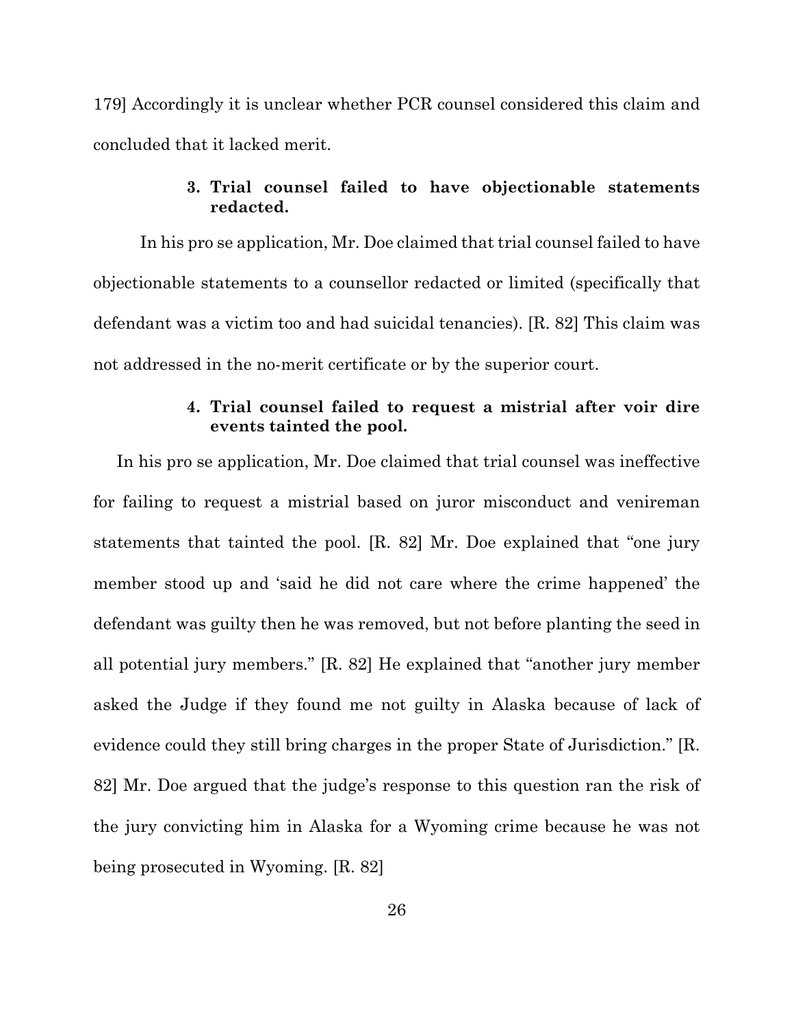179] Accordingly it is unclear whether PCR counsel considered this claim and concluded that it lacked merit.

#### 3. Trial counsel failed to have objectionable statements redacted.

In his pro se application, Mr. Doe claimed that trial counsel failed to have objectionable statements to a counsellor redacted or limited (specifically that defendant was a victim too and had suicidal tenancies). [R. 82] This claim was not addressed in the no-merit certificate or by the superior court.

#### 4. Trial counsel failed to request a mistrial after voir dire events tainted the pool.

In his pro se application, Mr. Doe claimed that trial counsel was ineffective for failing to request a mistrial based on juror misconduct and venireman statements that tainted the pool. [R. 82] Mr. Doe explained that "one jury member stood up and 'said he did not care where the crime happened' the defendant was guilty then he was removed, but not before planting the seed in all potential jury members." [R. 82] He explained that "another jury member asked the Judge if they found me not guilty in Alaska because of lack of evidence could they still bring charges in the proper State of Jurisdiction." [R. 82] Mr. Doe argued that the judge's response to this question ran the risk of the jury convicting him in Alaska for a Wyoming crime because he was not being prosecuted in Wyoming. [R. 82]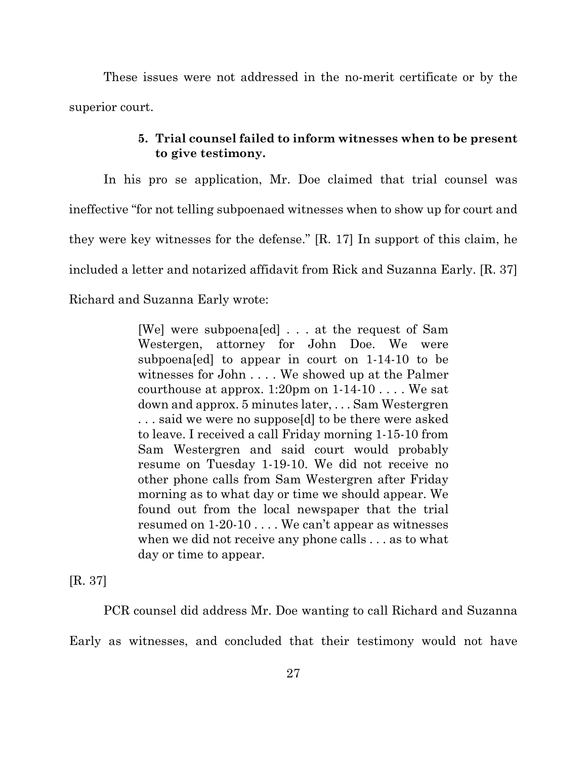These issues were not addressed in the no-merit certificate or by the superior court.

**5. Trial counsel failed to inform witnesses when to be present to give testimony.**

In his pro se application, Mr. Doe claimed that trial counsel was ineffective "for not telling subpoenaed witnesses when to show up for court and they were key witnesses for the defense." [R. 17] In support of this claim, he included a letter and notarized affidavit from Rick and Suzanna Early. [R. 37] Richard and Suzanna Early wrote:

> [We] were subpoena[ed] . . . at the request of Sam Westergen, attorney for John Doe. We were subpoena[ed] to appear in court on 1-14-10 to be witnesses for John . . . . We showed up at the Palmer courthouse at approx. 1:20pm on 1-14-10 . . . . We sat down and approx. 5 minutes later, . . . Sam Westergren . . . said we were no suppose[d] to be there were asked to leave. I received a call Friday morning 1-15-10 from Sam Westergren and said court would probably resume on Tuesday 1-19-10. We did not receive no other phone calls from Sam Westergren after Friday morning as to what day or time we should appear. We found out from the local newspaper that the trial resumed on 1-20-10 . . . . We can't appear as witnesses when we did not receive any phone calls . . . as to what day or time to appear.

[R. 37]

PCR counsel did address Mr. Doe wanting to call Richard and Suzanna Early as witnesses, and concluded that their testimony would not have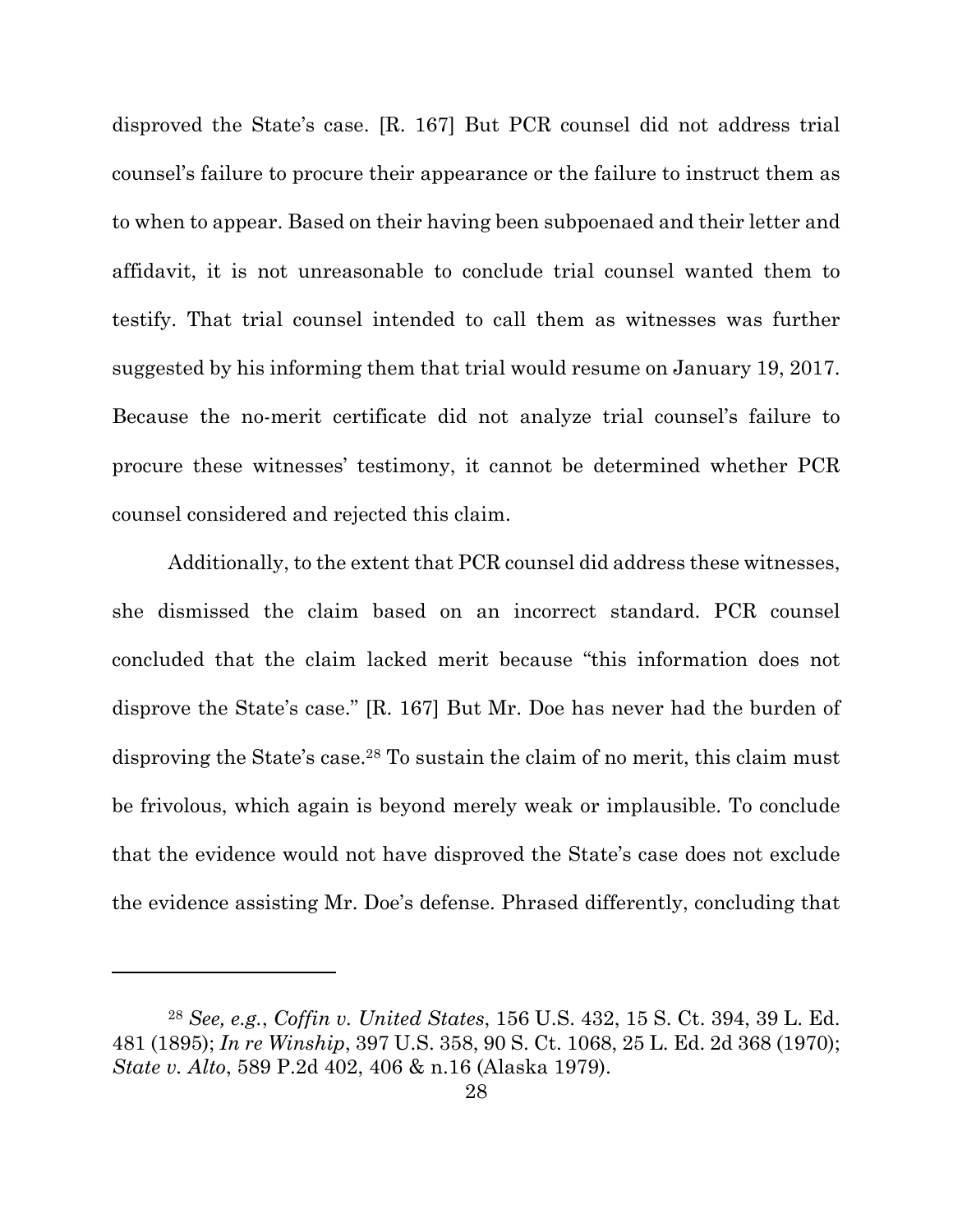disproved the State's case. [R. 167] But PCR counsel did not address trial counsel's failure to procure their appearance or the failure to instruct them as to when to appear. Based on their having been subpoenaed and their letter and affidavit, it is not unreasonable to conclude trial counsel wanted them to testify. That trial counsel intended to call them as witnesses was further suggested by his informing them that trial would resume on January 19, 2017. Because the no-merit certificate did not analyze trial counsel's failure to procure these witnesses' testimony, it cannot be determined whether PCR counsel considered and rejected this claim.

Additionally, to the extent that PCR counsel did address these witnesses, she dismissed the claim based on an incorrect standard. PCR counsel concluded that the claim lacked merit because "this information does not disprove the State's case." [R. 167] But Mr. Doe has never had the burden of disproving the State's case.[28] To sustain the claim of no merit, this claim must be frivolous, which again is beyond merely weak or implausible. To conclude that the evidence would not have disproved the State's case does not exclude the evidence assisting Mr. Doe's defense. Phrased differently, concluding that

---

[28] *See, e.g.*, *Coffin v. United States*, 156 U.S. 432, 15 S. Ct. 394, 39 L. Ed. 481 (1895); *In re Winship*, 397 U.S. 358, 90 S. Ct. 1068, 25 L. Ed. 2d 368 (1970); *State v. Alto*, 589 P.2d 402, 406 & n.16 (Alaska 1979).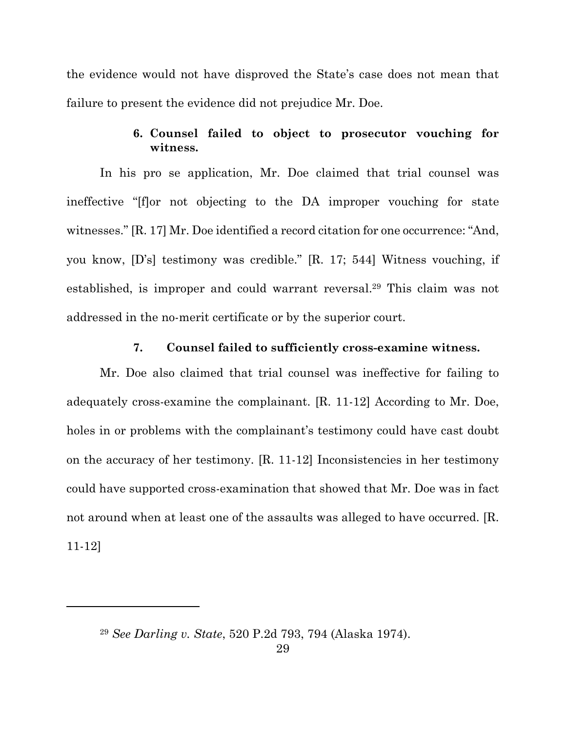the evidence would not have disproved the State's case does not mean that failure to present the evidence did not prejudice Mr. Doe.

#### 6. Counsel failed to object to prosecutor vouching for witness.

In his pro se application, Mr. Doe claimed that trial counsel was ineffective "[f]or not objecting to the DA improper vouching for state witnesses." [R. 17] Mr. Doe identified a record citation for one occurrence: "And, you know, [D's] testimony was credible." [R. 17; 544] Witness vouching, if established, is improper and could warrant reversal.[29] This claim was not addressed in the no-merit certificate or by the superior court.

#### 7. Counsel failed to sufficiently cross-examine witness.

Mr. Doe also claimed that trial counsel was ineffective for failing to adequately cross-examine the complainant. [R. 11-12] According to Mr. Doe, holes in or problems with the complainant's testimony could have cast doubt on the accuracy of her testimony. [R. 11-12] Inconsistencies in her testimony could have supported cross-examination that showed that Mr. Doe was in fact not around when at least one of the assaults was alleged to have occurred. [R. 11-12]

---

[29] *See Darling v. State*, 520 P.2d 793, 794 (Alaska 1974).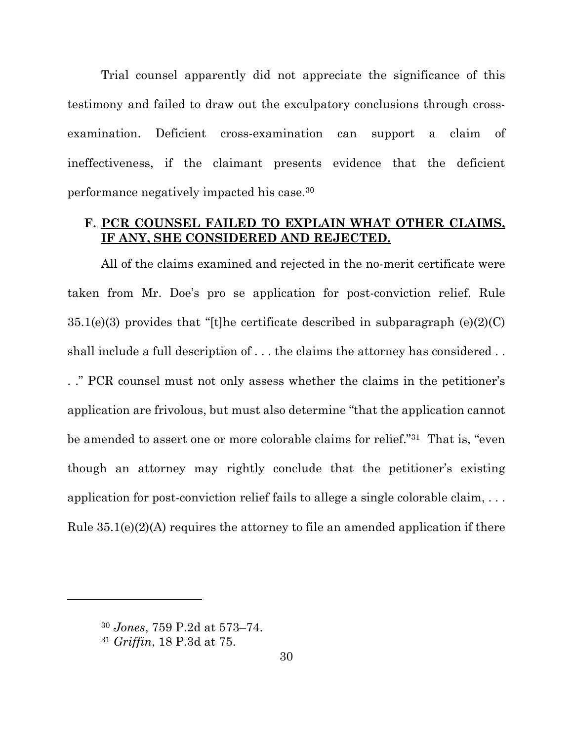Trial counsel apparently did not appreciate the significance of this testimony and failed to draw out the exculpatory conclusions through cross-examination. Deficient cross-examination can support a claim of ineffectiveness, if the claimant presents evidence that the deficient performance negatively impacted his case.[30]

### F. <u>PCR COUNSEL FAILED TO EXPLAIN WHAT OTHER CLAIMS, IF ANY, SHE CONSIDERED AND REJECTED.</u>

All of the claims examined and rejected in the no-merit certificate were taken from Mr. Doe's pro se application for post-conviction relief. Rule 35.1(e)(3) provides that "[t]he certificate described in subparagraph (e)(2)(C) shall include a full description of . . . the claims the attorney has considered . . . ." PCR counsel must not only assess whether the claims in the petitioner's application are frivolous, but must also determine "that the application cannot be amended to assert one or more colorable claims for relief."[31] That is, "even though an attorney may rightly conclude that the petitioner's existing application for post-conviction relief fails to allege a single colorable claim, . . . Rule 35.1(e)(2)(A) requires the attorney to file an amended application if there

---

[30] *Jones*, 759 P.2d at 573–74.

[31] *Griffin*, 18 P.3d at 75.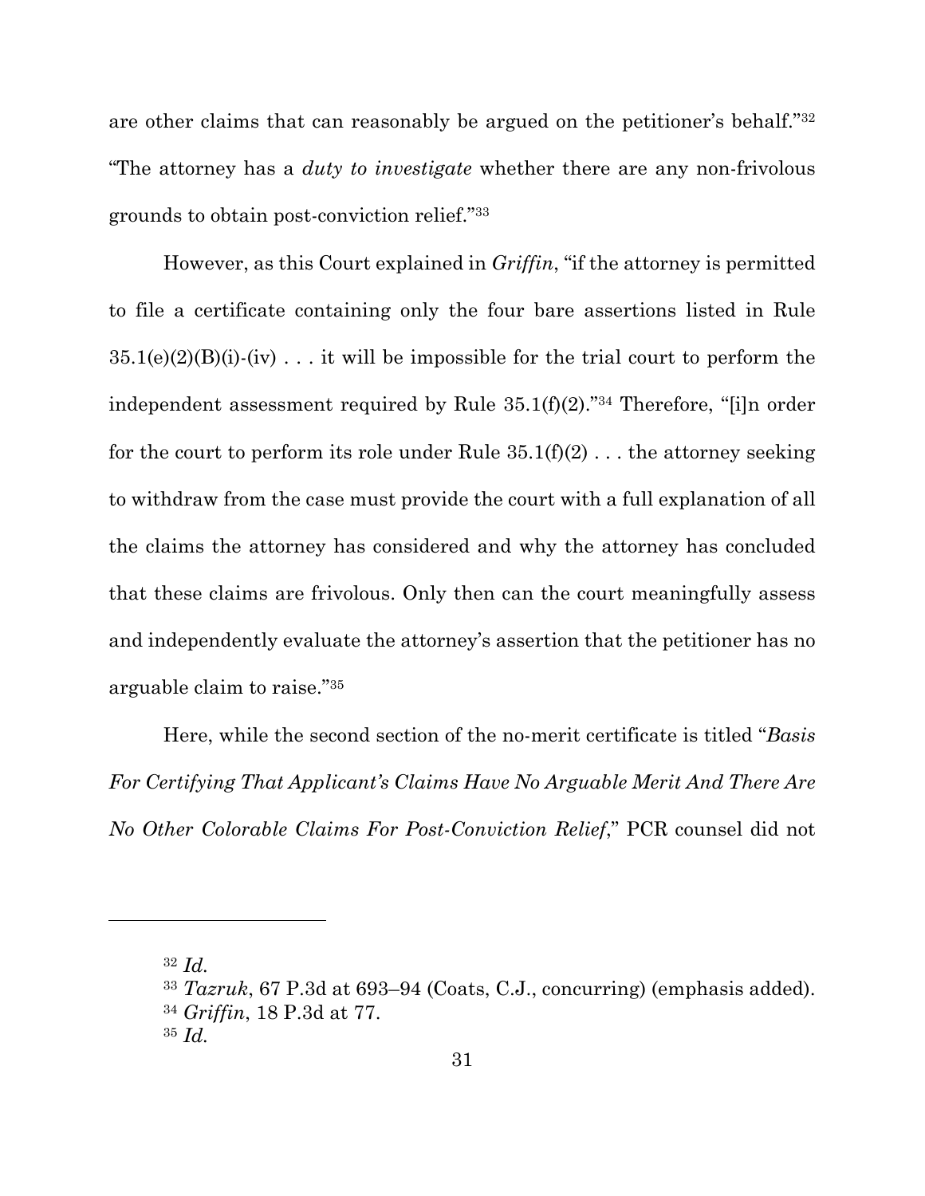are other claims that can reasonably be argued on the petitioner's behalf."[32] "The attorney has a *duty to investigate* whether there are any non-frivolous grounds to obtain post-conviction relief."[33]

However, as this Court explained in *Griffin*, "if the attorney is permitted to file a certificate containing only the four bare assertions listed in Rule 35.1(e)(2)(B)(i)-(iv) . . . it will be impossible for the trial court to perform the independent assessment required by Rule 35.1(f)(2)."[34] Therefore, "[i]n order for the court to perform its role under Rule 35.1(f)(2) . . . the attorney seeking to withdraw from the case must provide the court with a full explanation of all the claims the attorney has considered and why the attorney has concluded that these claims are frivolous. Only then can the court meaningfully assess and independently evaluate the attorney's assertion that the petitioner has no arguable claim to raise."[35]

Here, while the second section of the no-merit certificate is titled "*Basis For Certifying That Applicant's Claims Have No Arguable Merit And There Are No Other Colorable Claims For Post-Conviction Relief*," PCR counsel did not

---

[32] *Id.*

[33] *Tazruk*, 67 P.3d at 693–94 (Coats, C.J., concurring) (emphasis added).

[34] *Griffin*, 18 P.3d at 77.

[35] *Id.*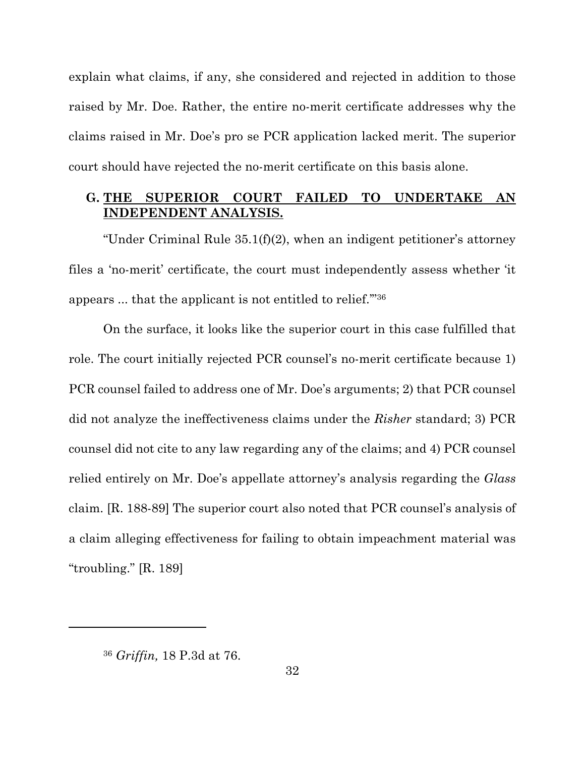explain what claims, if any, she considered and rejected in addition to those raised by Mr. Doe. Rather, the entire no-merit certificate addresses why the claims raised in Mr. Doe's pro se PCR application lacked merit. The superior court should have rejected the no-merit certificate on this basis alone.

### G. THE SUPERIOR COURT FAILED TO UNDERTAKE AN INDEPENDENT ANALYSIS.

"Under Criminal Rule 35.1(f)(2), when an indigent petitioner's attorney files a 'no-merit' certificate, the court must independently assess whether 'it appears ... that the applicant is not entitled to relief.'"[36]

On the surface, it looks like the superior court in this case fulfilled that role. The court initially rejected PCR counsel's no-merit certificate because 1) PCR counsel failed to address one of Mr. Doe's arguments; 2) that PCR counsel did not analyze the ineffectiveness claims under the *Risher* standard; 3) PCR counsel did not cite to any law regarding any of the claims; and 4) PCR counsel relied entirely on Mr. Doe's appellate attorney's analysis regarding the *Glass* claim. [R. 188-89] The superior court also noted that PCR counsel's analysis of a claim alleging effectiveness for failing to obtain impeachment material was "troubling." [R. 189]

---

[36] *Griffin,* 18 P.3d at 76.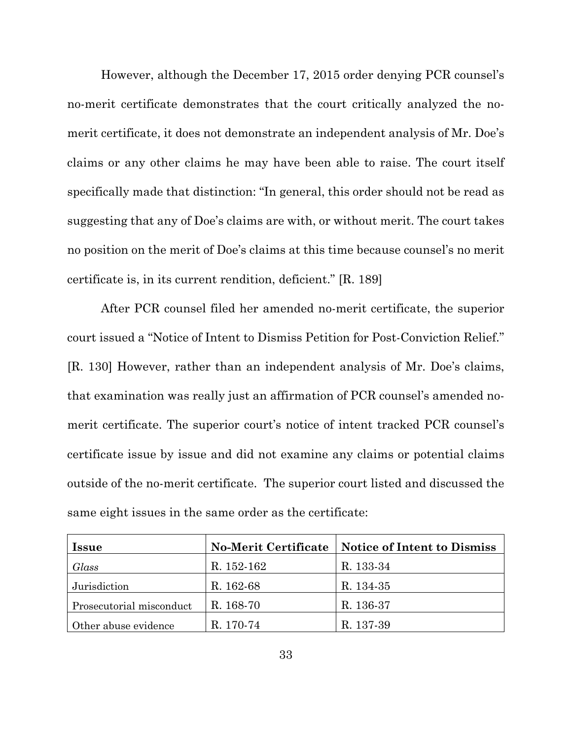However, although the December 17, 2015 order denying PCR counsel's no-merit certificate demonstrates that the court critically analyzed the no-merit certificate, it does not demonstrate an independent analysis of Mr. Doe's claims or any other claims he may have been able to raise. The court itself specifically made that distinction: "In general, this order should not be read as suggesting that any of Doe's claims are with, or without merit. The court takes no position on the merit of Doe's claims at this time because counsel's no merit certificate is, in its current rendition, deficient." [R. 189]

After PCR counsel filed her amended no-merit certificate, the superior court issued a "Notice of Intent to Dismiss Petition for Post-Conviction Relief." [R. 130] However, rather than an independent analysis of Mr. Doe's claims, that examination was really just an affirmation of PCR counsel's amended no-merit certificate. The superior court's notice of intent tracked PCR counsel's certificate issue by issue and did not examine any claims or potential claims outside of the no-merit certificate. The superior court listed and discussed the same eight issues in the same order as the certificate:

| **Issue** | **No-Merit Certificate** | **Notice of Intent to Dismiss** |
|---|---|---|
| *Glass* | R. 152-162 | R. 133-34 |
| Jurisdiction | R. 162-68 | R. 134-35 |
| Prosecutorial misconduct | R. 168-70 | R. 136-37 |
| Other abuse evidence | R. 170-74 | R. 137-39 |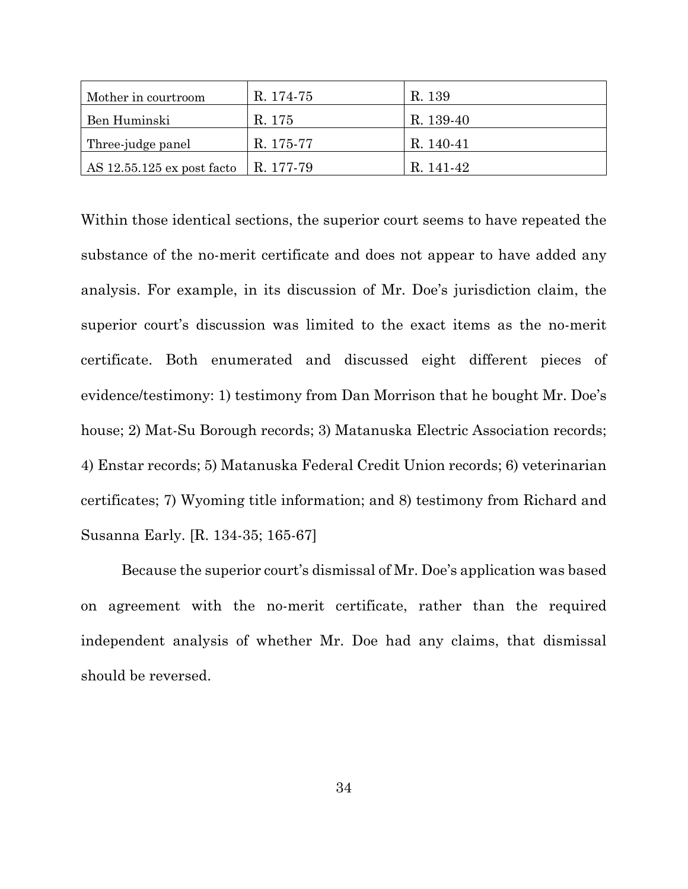| Mother in courtroom | R. 174-75 | R. 139 |
|---|---|---|
| Ben Huminski | R. 175 | R. 139-40 |
| Three-judge panel | R. 175-77 | R. 140-41 |
| AS 12.55.125 ex post facto | R. 177-79 | R. 141-42 |

Within those identical sections, the superior court seems to have repeated the substance of the no-merit certificate and does not appear to have added any analysis. For example, in its discussion of Mr. Doe's jurisdiction claim, the superior court's discussion was limited to the exact items as the no-merit certificate. Both enumerated and discussed eight different pieces of evidence/testimony: 1) testimony from Dan Morrison that he bought Mr. Doe's house; 2) Mat-Su Borough records; 3) Matanuska Electric Association records; 4) Enstar records; 5) Matanuska Federal Credit Union records; 6) veterinarian certificates; 7) Wyoming title information; and 8) testimony from Richard and Susanna Early. [R. 134-35; 165-67]

Because the superior court's dismissal of Mr. Doe's application was based on agreement with the no-merit certificate, rather than the required independent analysis of whether Mr. Doe had any claims, that dismissal should be reversed.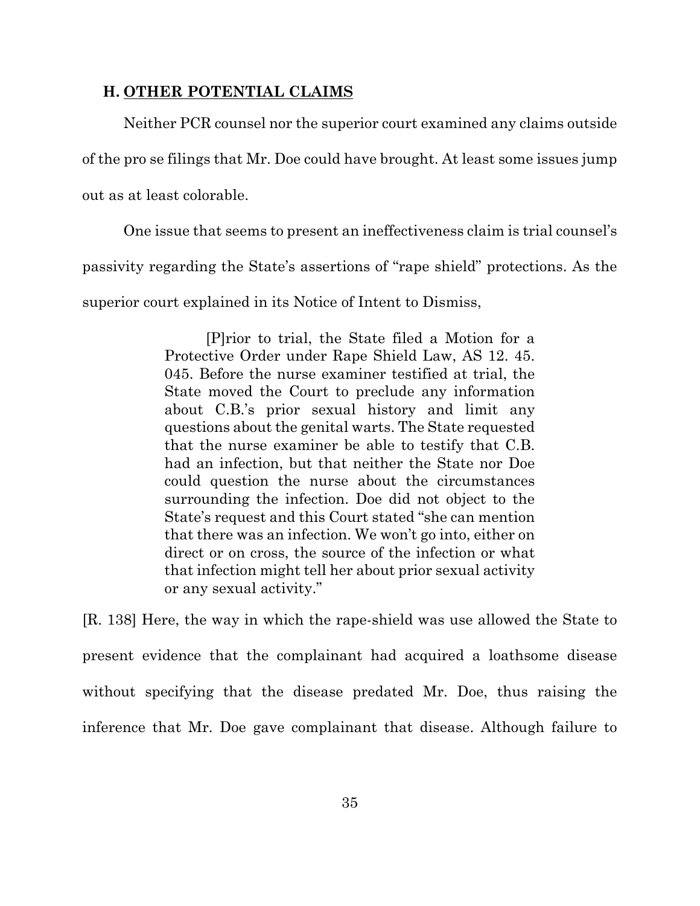### H. OTHER POTENTIAL CLAIMS

Neither PCR counsel nor the superior court examined any claims outside of the pro se filings that Mr. Doe could have brought. At least some issues jump out as at least colorable.

One issue that seems to present an ineffectiveness claim is trial counsel's passivity regarding the State's assertions of "rape shield" protections. As the superior court explained in its Notice of Intent to Dismiss,

> [P]rior to trial, the State filed a Motion for a Protective Order under Rape Shield Law, AS 12. 45. 045. Before the nurse examiner testified at trial, the State moved the Court to preclude any information about C.B.'s prior sexual history and limit any questions about the genital warts. The State requested that the nurse examiner be able to testify that C.B. had an infection, but that neither the State nor Doe could question the nurse about the circumstances surrounding the infection. Doe did not object to the State's request and this Court stated "she can mention that there was an infection. We won't go into, either on direct or on cross, the source of the infection or what that infection might tell her about prior sexual activity or any sexual activity."

[R. 138] Here, the way in which the rape-shield was use allowed the State to present evidence that the complainant had acquired a loathsome disease without specifying that the disease predated Mr. Doe, thus raising the inference that Mr. Doe gave complainant that disease. Although failure to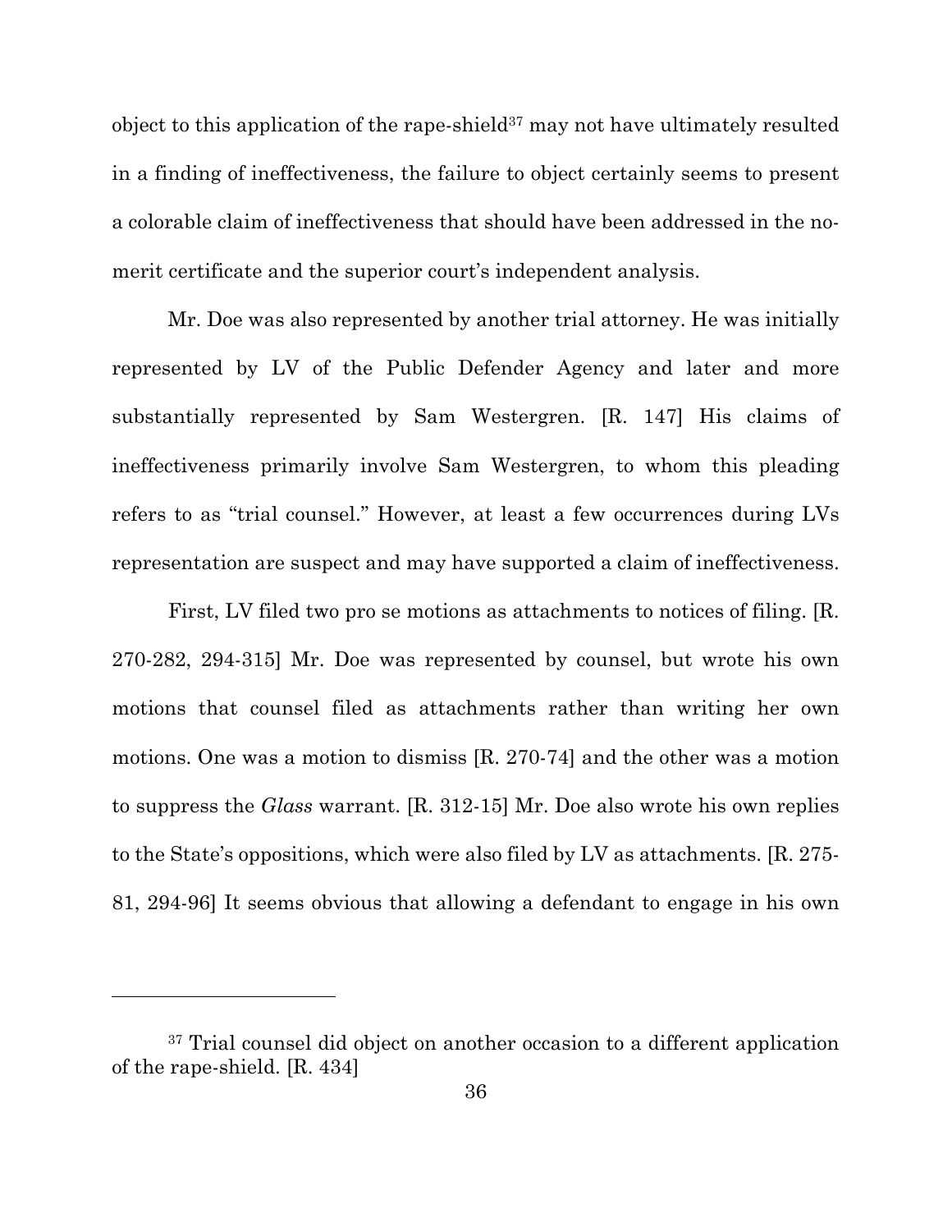object to this application of the rape-shield[37] may not have ultimately resulted in a finding of ineffectiveness, the failure to object certainly seems to present a colorable claim of ineffectiveness that should have been addressed in the no-merit certificate and the superior court's independent analysis.

Mr. Doe was also represented by another trial attorney. He was initially represented by LV of the Public Defender Agency and later and more substantially represented by Sam Westergren. [R. 147] His claims of ineffectiveness primarily involve Sam Westergren, to whom this pleading refers to as "trial counsel." However, at least a few occurrences during LVs representation are suspect and may have supported a claim of ineffectiveness.

First, LV filed two pro se motions as attachments to notices of filing. [R. 270-282, 294-315] Mr. Doe was represented by counsel, but wrote his own motions that counsel filed as attachments rather than writing her own motions. One was a motion to dismiss [R. 270-74] and the other was a motion to suppress the *Glass* warrant. [R. 312-15] Mr. Doe also wrote his own replies to the State's oppositions, which were also filed by LV as attachments. [R. 275-81, 294-96] It seems obvious that allowing a defendant to engage in his own

---

[37] Trial counsel did object on another occasion to a different application of the rape-shield. [R. 434]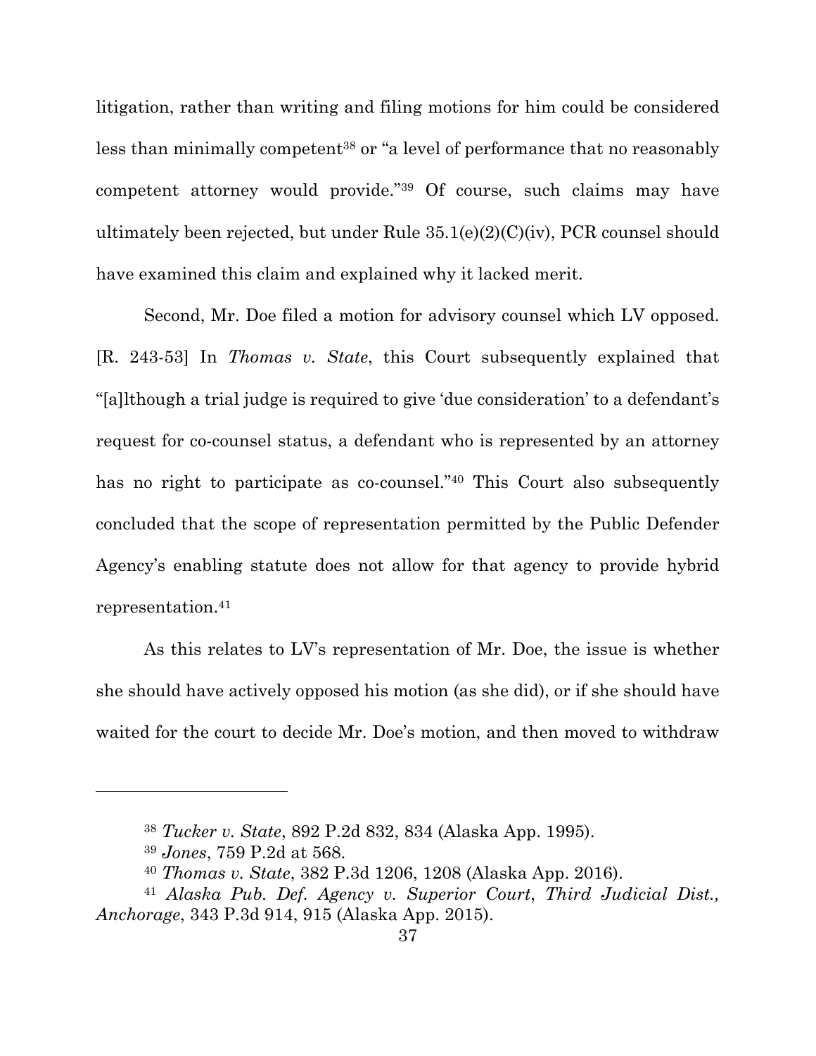litigation, rather than writing and filing motions for him could be considered less than minimally competent[38] or "a level of performance that no reasonably competent attorney would provide."[39] Of course, such claims may have ultimately been rejected, but under Rule 35.1(e)(2)(C)(iv), PCR counsel should have examined this claim and explained why it lacked merit.

Second, Mr. Doe filed a motion for advisory counsel which LV opposed. [R. 243-53] In *Thomas v. State*, this Court subsequently explained that "[a]lthough a trial judge is required to give 'due consideration' to a defendant's request for co-counsel status, a defendant who is represented by an attorney has no right to participate as co-counsel."[40] This Court also subsequently concluded that the scope of representation permitted by the Public Defender Agency's enabling statute does not allow for that agency to provide hybrid representation.[41]

As this relates to LV's representation of Mr. Doe, the issue is whether she should have actively opposed his motion (as she did), or if she should have waited for the court to decide Mr. Doe's motion, and then moved to withdraw

---

[38] *Tucker v. State*, 892 P.2d 832, 834 (Alaska App. 1995).

[39] *Jones*, 759 P.2d at 568.

[40] *Thomas v. State*, 382 P.3d 1206, 1208 (Alaska App. 2016).

[41] *Alaska Pub. Def. Agency v. Superior Court*, *Third Judicial Dist., Anchorage*, 343 P.3d 914, 915 (Alaska App. 2015).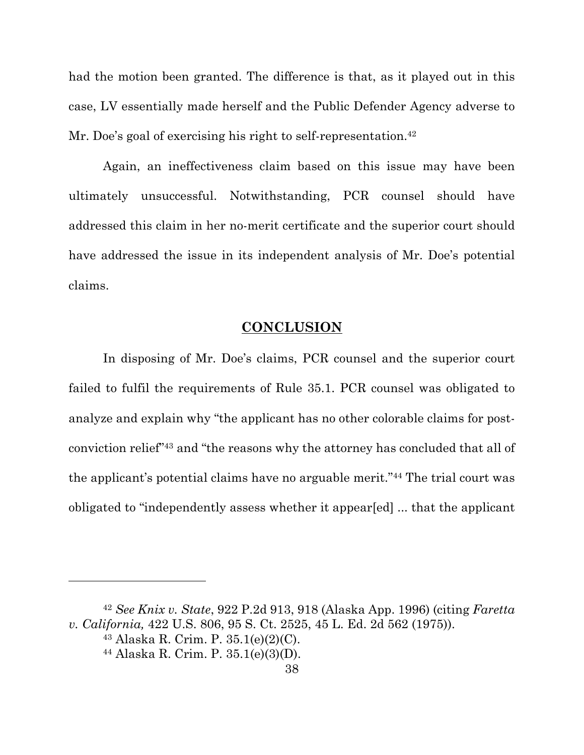had the motion been granted. The difference is that, as it played out in this case, LV essentially made herself and the Public Defender Agency adverse to Mr. Doe's goal of exercising his right to self-representation.[42]

Again, an ineffectiveness claim based on this issue may have been ultimately unsuccessful. Notwithstanding, PCR counsel should have addressed this claim in her no-merit certificate and the superior court should have addressed the issue in its independent analysis of Mr. Doe's potential claims.

## **CONCLUSION**

In disposing of Mr. Doe's claims, PCR counsel and the superior court failed to fulfil the requirements of Rule 35.1. PCR counsel was obligated to analyze and explain why "the applicant has no other colorable claims for post-conviction relief"[43] and "the reasons why the attorney has concluded that all of the applicant's potential claims have no arguable merit."[44] The trial court was obligated to "independently assess whether it appear[ed] ... that the applicant

---

[42] *See Knix v. State*, 922 P.2d 913, 918 (Alaska App. 1996) (citing *Faretta v. California,* 422 U.S. 806, 95 S. Ct. 2525, 45 L. Ed. 2d 562 (1975)).

[43] Alaska R. Crim. P. 35.1(e)(2)(C).

[44] Alaska R. Crim. P. 35.1(e)(3)(D).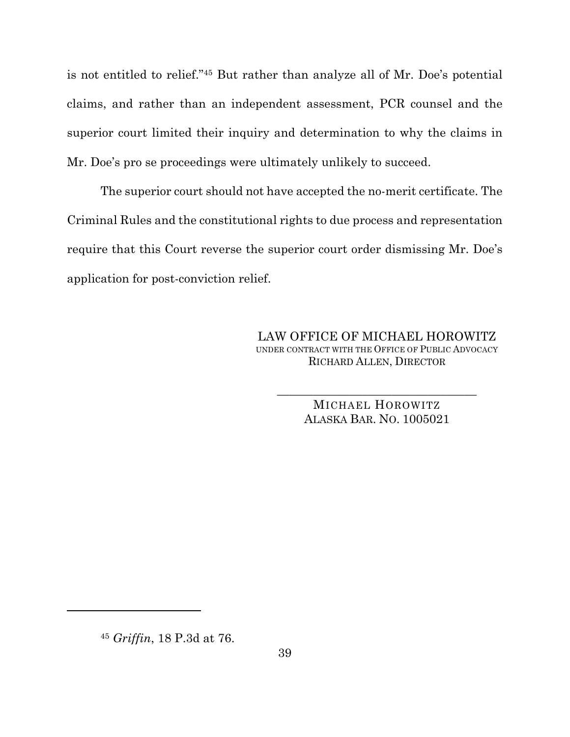is not entitled to relief."[45] But rather than analyze all of Mr. Doe's potential claims, and rather than an independent assessment, PCR counsel and the superior court limited their inquiry and determination to why the claims in Mr. Doe's pro se proceedings were ultimately unlikely to succeed.

The superior court should not have accepted the no-merit certificate. The Criminal Rules and the constitutional rights to due process and representation require that this Court reverse the superior court order dismissing Mr. Doe's application for post-conviction relief.

LAW OFFICE OF MICHAEL HOROWITZ
UNDER CONTRACT WITH THE OFFICE OF PUBLIC ADVOCACY
RICHARD ALLEN, DIRECTOR

\_\_\_\_\_\_\_\_\_\_\_\_\_\_\_\_\_\_\_\_\_\_\_\_\_\_\_\_\_\_\_\_

MICHAEL HOROWITZ
ALASKA BAR. NO. 1005021

---

[45] *Griffin*, 18 P.3d at 76.